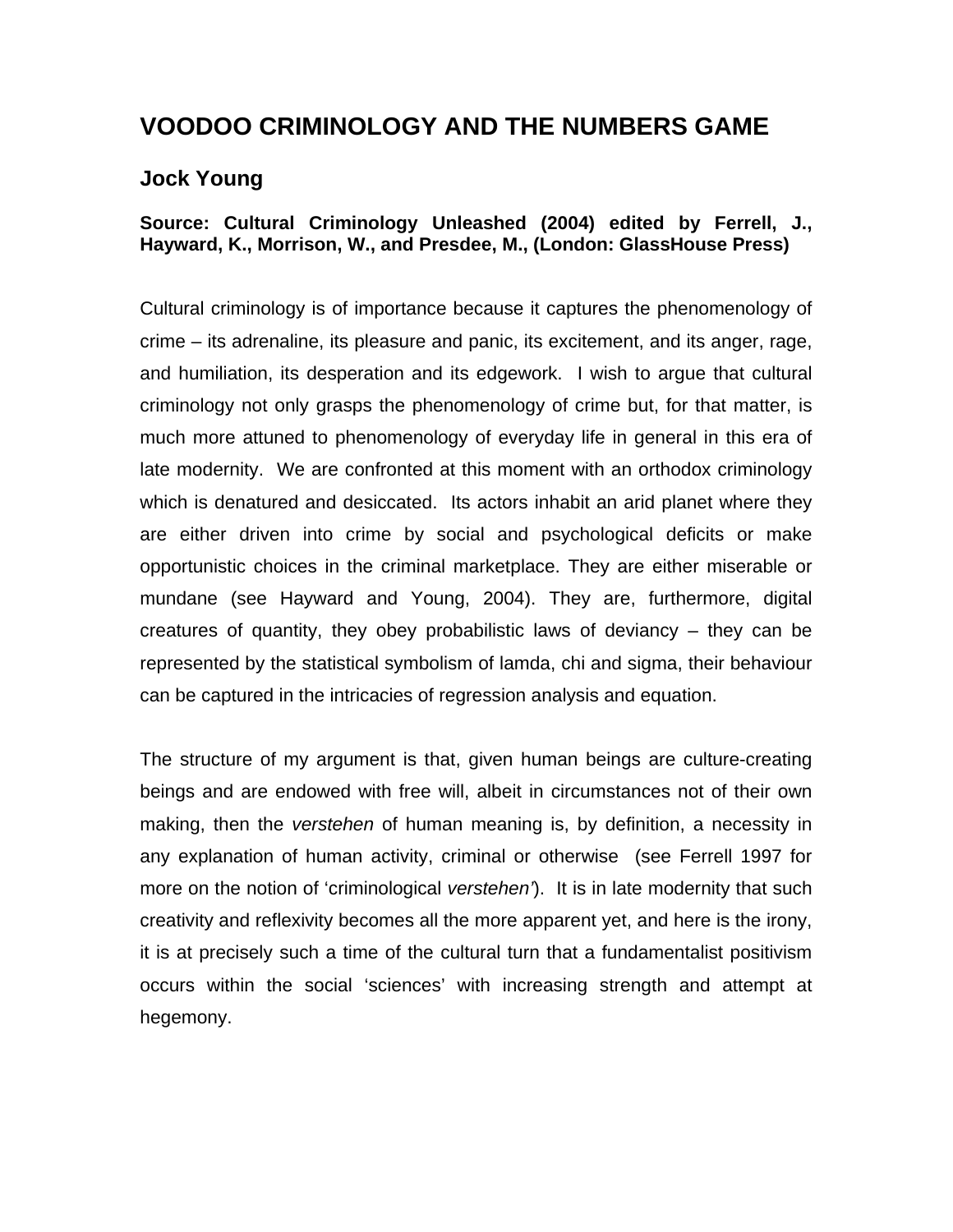# VOODOO CRIMINOLOGY AND THE NUMBERS GAME

## Jock Young

**Source: Cultural Criminology Unleashed (2004) edited by Ferrell, J., Hayward, K., Morrison, W., and Presdee, M., (London: GlassHouse Press)**

Cultural criminology is of importance because it captures the phenomenology of crime – its adrenaline, its pleasure and panic, its excitement, and its anger, rage, and humiliation, its desperation and its edgework. I wish to argue that cultural criminology not only grasps the phenomenology of crime but, for that matter, is much more attuned to phenomenology of everyday life in general in this era of late modernity. We are confronted at this moment with an orthodox criminology which is denatured and desiccated. Its actors inhabit an arid planet where they are either driven into crime by social and psychological deficits or make opportunistic choices in the criminal marketplace. They are either miserable or mundane (see Hayward and Young, 2004). They are, furthermore, digital creatures of quantity, they obey probabilistic laws of deviancy – they can be represented by the statistical symbolism of lamda, chi and sigma, their behaviour can be captured in the intricacies of regression analysis and equation.

The structure of my argument is that, given human beings are culture-creating beings and are endowed with free will, albeit in circumstances not of their own making, then the *verstehen* of human meaning is, by definition, a necessity in any explanation of human activity, criminal or otherwise (see Ferrell 1997 for more on the notion of 'criminological *verstehen*'). It is in late modernity that such creativity and reflexivity becomes all the more apparent yet, and here is the irony, it is at precisely such a time of the cultural turn that a fundamentalist positivism occurs within the social 'sciences' with increasing strength and attempt at hegemony.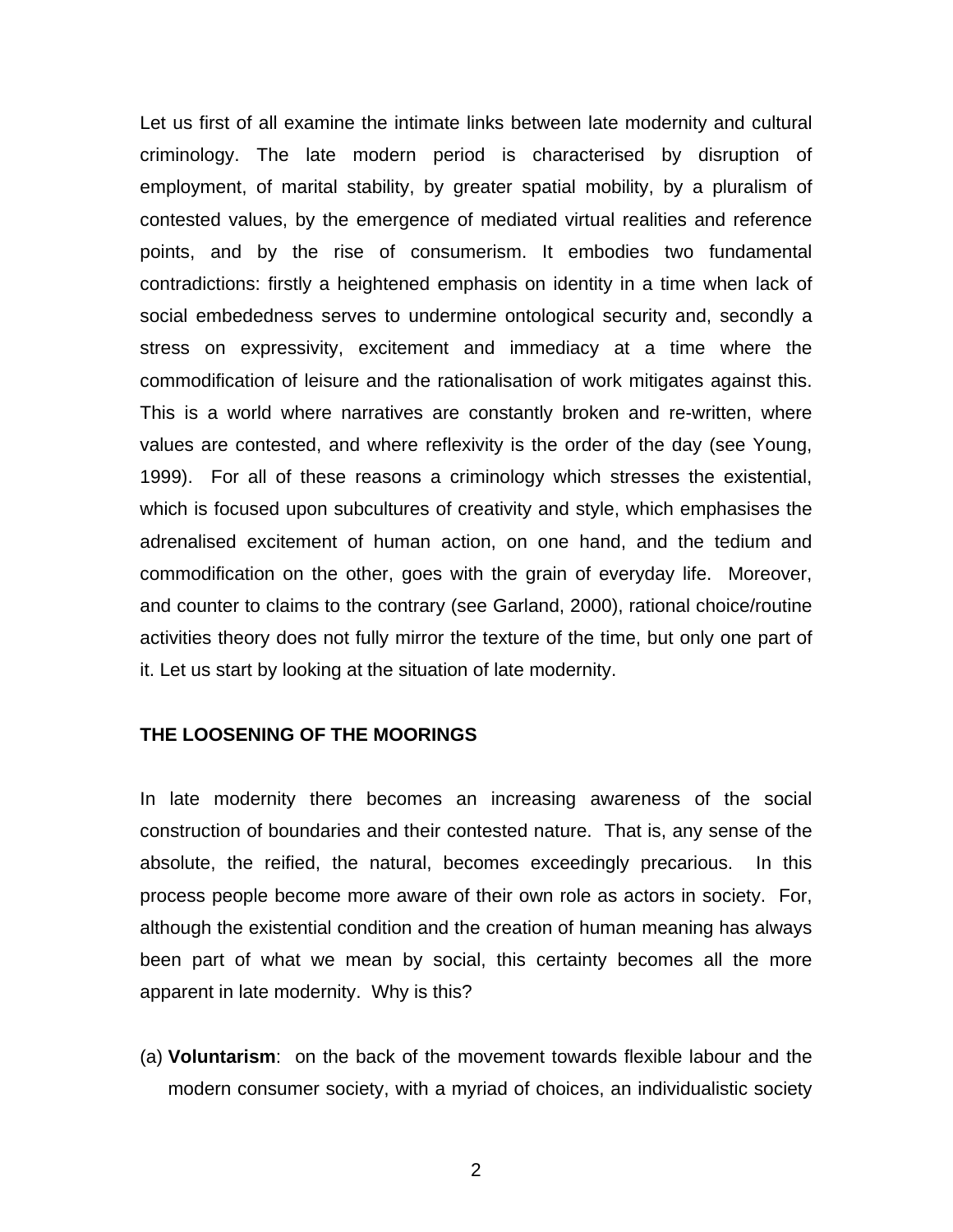Let us first of all examine the intimate links between late modernity and cultural criminology. The late modern period is characterised by disruption of employment, of marital stability, by greater spatial mobility, by a pluralism of contested values, by the emergence of mediated virtual realities and reference points, and by the rise of consumerism. It embodies two fundamental contradictions: firstly a heightened emphasis on identity in a time when lack of social embededness serves to undermine ontological security and, secondly a stress on expressivity, excitement and immediacy at a time where the commodification of leisure and the rationalisation of work mitigates against this. This is a world where narratives are constantly broken and re-written, where values are contested, and where reflexivity is the order of the day (see Young, 1999). For all of these reasons a criminology which stresses the existential, which is focused upon subcultures of creativity and style, which emphasises the adrenalised excitement of human action, on one hand, and the tedium and commodification on the other, goes with the grain of everyday life. Moreover, and counter to claims to the contrary (see Garland, 2000), rational choice/routine activities theory does not fully mirror the texture of the time, but only one part of it. Let us start by looking at the situation of late modernity.

## THE LOOSENING OF THE MOORINGS

In late modernity there becomes an increasing awareness of the social construction of boundaries and their contested nature. That is, any sense of the absolute, the reified, the natural, becomes exceedingly precarious. In this process people become more aware of their own role as actors in society. For, although the existential condition and the creation of human meaning has always been part of what we mean by social, this certainty becomes all the more apparent in late modernity. Why is this?

(a) **Voluntarism**: on the back of the movement towards flexible labour and the modern consumer society, with a myriad of choices, an individualistic society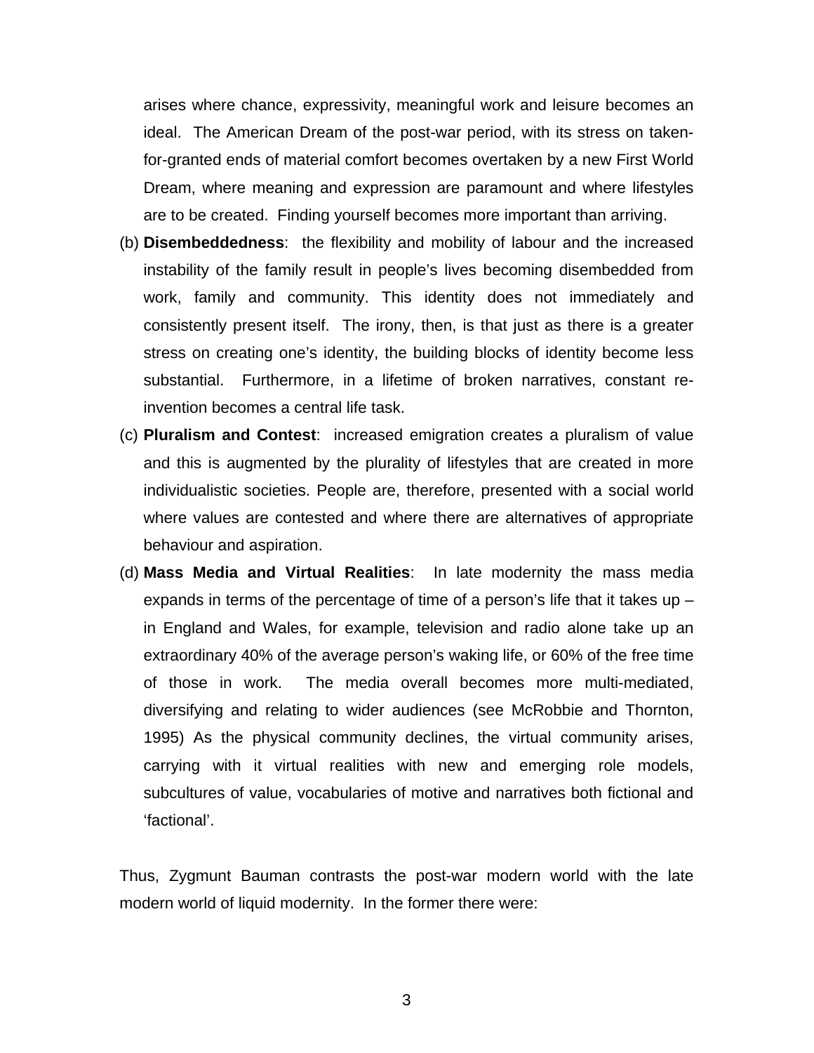arises where chance, expressivity, meaningful work and leisure becomes an ideal. The American Dream of the post-war period, with its stress on taken-for-granted ends of material comfort becomes overtaken by a new First World Dream, where meaning and expression are paramount and where lifestyles are to be created. Finding yourself becomes more important than arriving.

(b) **Disembeddedness**: the flexibility and mobility of labour and the increased instability of the family result in people's lives becoming disembedded from work, family and community. This identity does not immediately and consistently present itself. The irony, then, is that just as there is a greater stress on creating one's identity, the building blocks of identity become less substantial. Furthermore, in a lifetime of broken narratives, constant re-invention becomes a central life task.

(c) **Pluralism and Contest**: increased emigration creates a pluralism of value and this is augmented by the plurality of lifestyles that are created in more individualistic societies. People are, therefore, presented with a social world where values are contested and where there are alternatives of appropriate behaviour and aspiration.

(d) **Mass Media and Virtual Realities**: In late modernity the mass media expands in terms of the percentage of time of a person's life that it takes up – in England and Wales, for example, television and radio alone take up an extraordinary 40% of the average person's waking life, or 60% of the free time of those in work. The media overall becomes more multi-mediated, diversifying and relating to wider audiences (see McRobbie and Thornton, 1995) As the physical community declines, the virtual community arises, carrying with it virtual realities with new and emerging role models, subcultures of value, vocabularies of motive and narratives both fictional and 'factional'.

Thus, Zygmunt Bauman contrasts the post-war modern world with the late modern world of liquid modernity. In the former there were: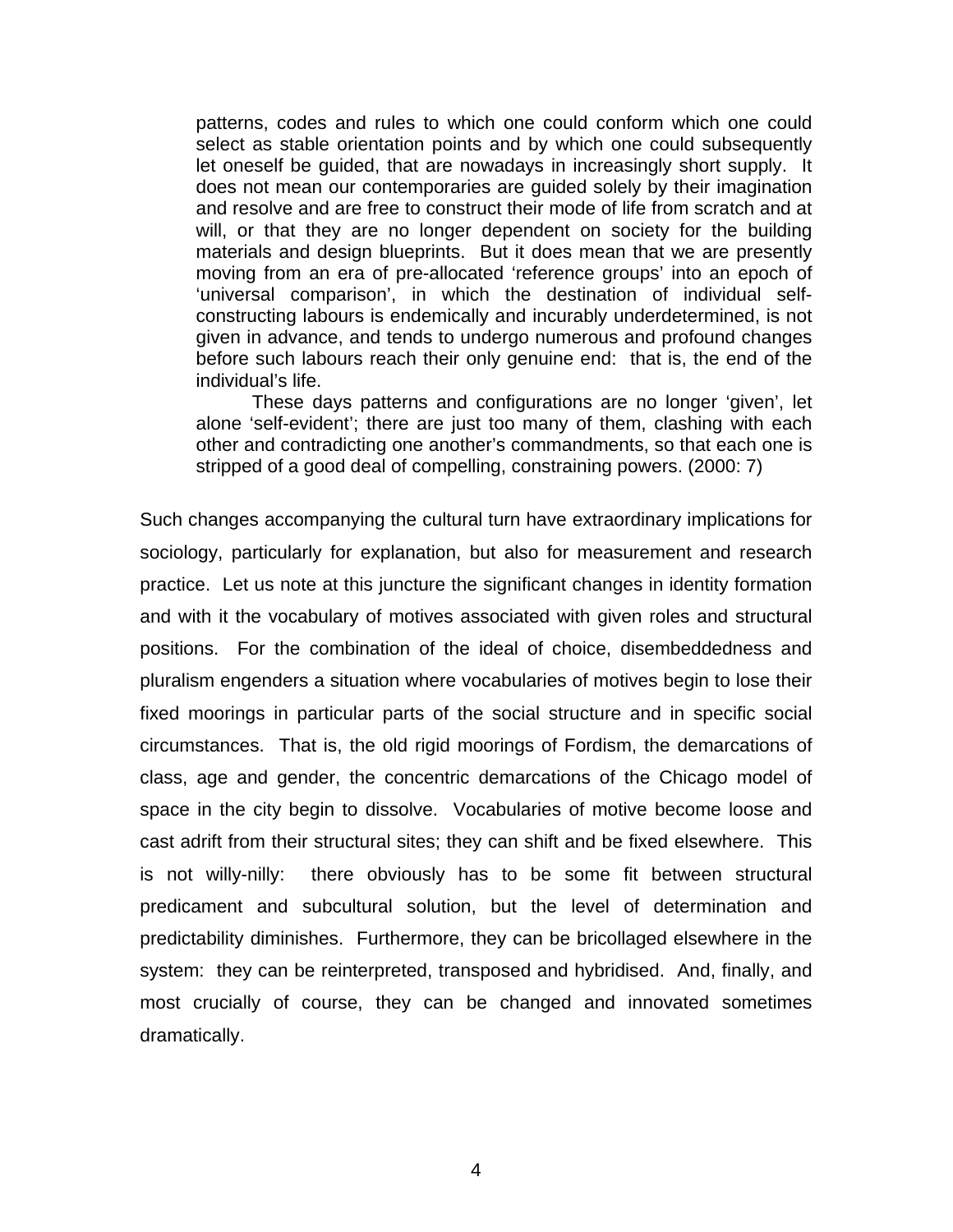> patterns, codes and rules to which one could conform which one could select as stable orientation points and by which one could subsequently let oneself be guided, that are nowadays in increasingly short supply. It does not mean our contemporaries are guided solely by their imagination and resolve and are free to construct their mode of life from scratch and at will, or that they are no longer dependent on society for the building materials and design blueprints. But it does mean that we are presently moving from an era of pre-allocated 'reference groups' into an epoch of 'universal comparison', in which the destination of individual self-constructing labours is endemically and incurably underdetermined, is not given in advance, and tends to undergo numerous and profound changes before such labours reach their only genuine end: that is, the end of the individual's life.
>
> These days patterns and configurations are no longer 'given', let alone 'self-evident'; there are just too many of them, clashing with each other and contradicting one another's commandments, so that each one is stripped of a good deal of compelling, constraining powers. (2000: 7)

Such changes accompanying the cultural turn have extraordinary implications for sociology, particularly for explanation, but also for measurement and research practice. Let us note at this juncture the significant changes in identity formation and with it the vocabulary of motives associated with given roles and structural positions. For the combination of the ideal of choice, disembeddedness and pluralism engenders a situation where vocabularies of motives begin to lose their fixed moorings in particular parts of the social structure and in specific social circumstances. That is, the old rigid moorings of Fordism, the demarcations of class, age and gender, the concentric demarcations of the Chicago model of space in the city begin to dissolve. Vocabularies of motive become loose and cast adrift from their structural sites; they can shift and be fixed elsewhere. This is not willy-nilly: there obviously has to be some fit between structural predicament and subcultural solution, but the level of determination and predictability diminishes. Furthermore, they can be bricollaged elsewhere in the system: they can be reinterpreted, transposed and hybridised. And, finally, and most crucially of course, they can be changed and innovated sometimes dramatically.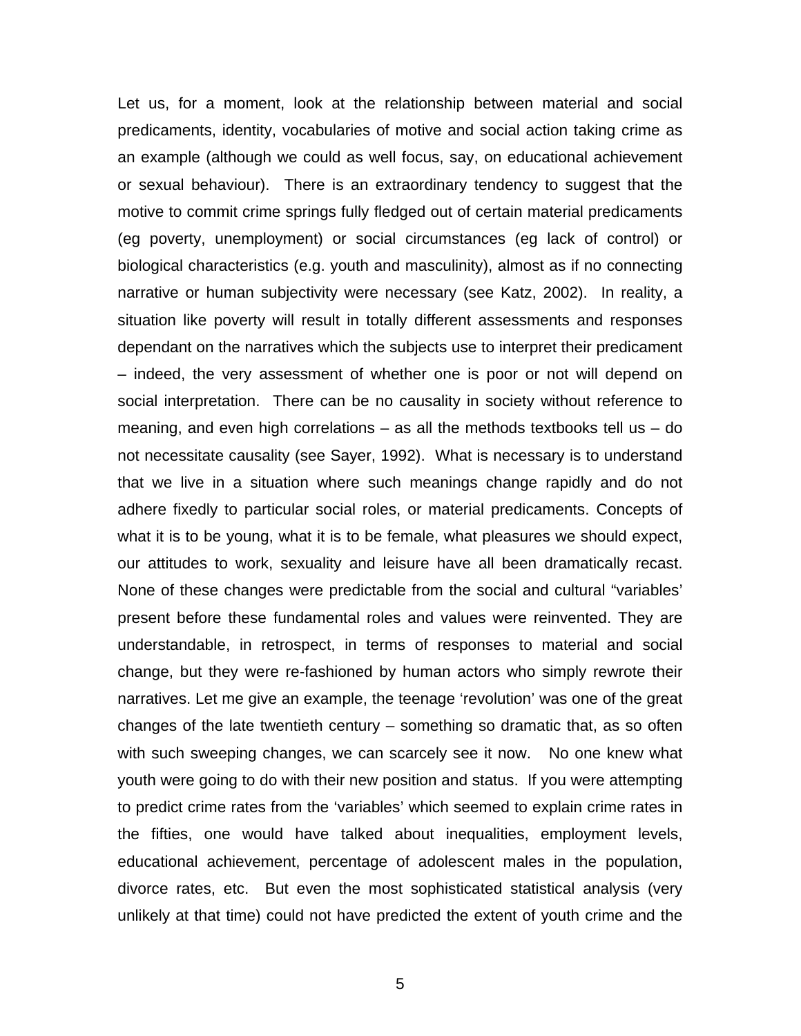Let us, for a moment, look at the relationship between material and social predicaments, identity, vocabularies of motive and social action taking crime as an example (although we could as well focus, say, on educational achievement or sexual behaviour). There is an extraordinary tendency to suggest that the motive to commit crime springs fully fledged out of certain material predicaments (eg poverty, unemployment) or social circumstances (eg lack of control) or biological characteristics (e.g. youth and masculinity), almost as if no connecting narrative or human subjectivity were necessary (see Katz, 2002). In reality, a situation like poverty will result in totally different assessments and responses dependant on the narratives which the subjects use to interpret their predicament – indeed, the very assessment of whether one is poor or not will depend on social interpretation. There can be no causality in society without reference to meaning, and even high correlations – as all the methods textbooks tell us – do not necessitate causality (see Sayer, 1992). What is necessary is to understand that we live in a situation where such meanings change rapidly and do not adhere fixedly to particular social roles, or material predicaments. Concepts of what it is to be young, what it is to be female, what pleasures we should expect, our attitudes to work, sexuality and leisure have all been dramatically recast. None of these changes were predictable from the social and cultural "variables' present before these fundamental roles and values were reinvented. They are understandable, in retrospect, in terms of responses to material and social change, but they were re-fashioned by human actors who simply rewrote their narratives. Let me give an example, the teenage 'revolution' was one of the great changes of the late twentieth century – something so dramatic that, as so often with such sweeping changes, we can scarcely see it now. No one knew what youth were going to do with their new position and status. If you were attempting to predict crime rates from the 'variables' which seemed to explain crime rates in the fifties, one would have talked about inequalities, employment levels, educational achievement, percentage of adolescent males in the population, divorce rates, etc. But even the most sophisticated statistical analysis (very unlikely at that time) could not have predicted the extent of youth crime and the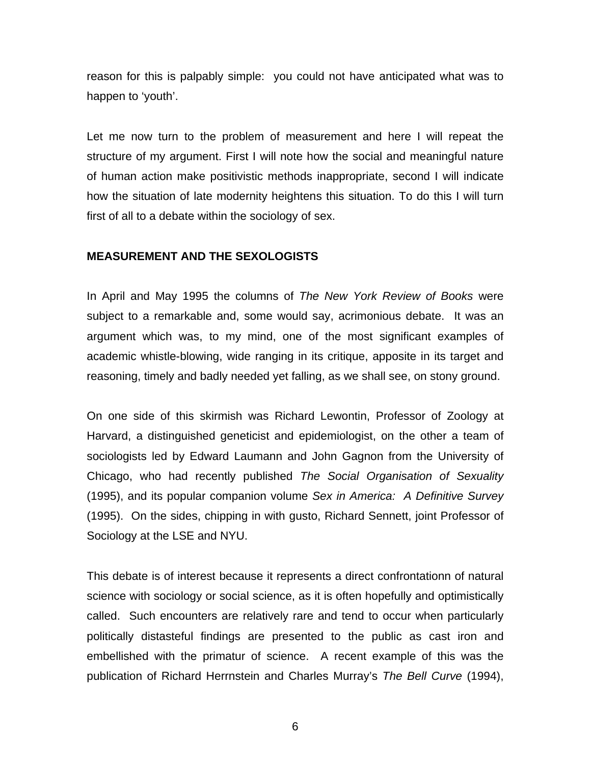reason for this is palpably simple: you could not have anticipated what was to happen to 'youth'.

Let me now turn to the problem of measurement and here I will repeat the structure of my argument. First I will note how the social and meaningful nature of human action make positivistic methods inappropriate, second I will indicate how the situation of late modernity heightens this situation. To do this I will turn first of all to a debate within the sociology of sex.

## MEASUREMENT AND THE SEXOLOGISTS

In April and May 1995 the columns of *The New York Review of Books* were subject to a remarkable and, some would say, acrimonious debate. It was an argument which was, to my mind, one of the most significant examples of academic whistle-blowing, wide ranging in its critique, apposite in its target and reasoning, timely and badly needed yet falling, as we shall see, on stony ground.

On one side of this skirmish was Richard Lewontin, Professor of Zoology at Harvard, a distinguished geneticist and epidemiologist, on the other a team of sociologists led by Edward Laumann and John Gagnon from the University of Chicago, who had recently published *The Social Organisation of Sexuality* (1995), and its popular companion volume *Sex in America: A Definitive Survey* (1995). On the sides, chipping in with gusto, Richard Sennett, joint Professor of Sociology at the LSE and NYU.

This debate is of interest because it represents a direct confrontationn of natural science with sociology or social science, as it is often hopefully and optimistically called. Such encounters are relatively rare and tend to occur when particularly politically distasteful findings are presented to the public as cast iron and embellished with the primatur of science. A recent example of this was the publication of Richard Herrnstein and Charles Murray's *The Bell Curve* (1994),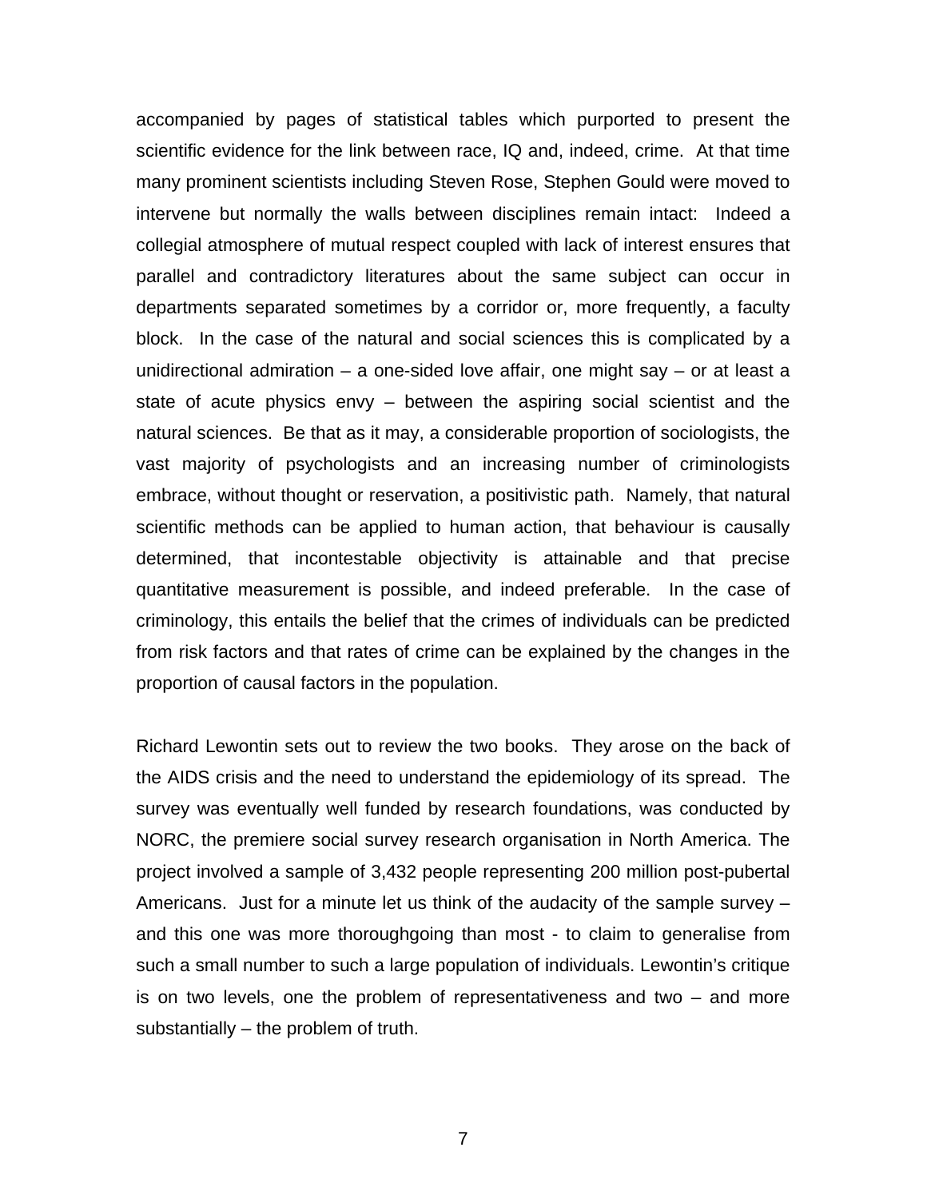accompanied by pages of statistical tables which purported to present the scientific evidence for the link between race, IQ and, indeed, crime. At that time many prominent scientists including Steven Rose, Stephen Gould were moved to intervene but normally the walls between disciplines remain intact: Indeed a collegial atmosphere of mutual respect coupled with lack of interest ensures that parallel and contradictory literatures about the same subject can occur in departments separated sometimes by a corridor or, more frequently, a faculty block. In the case of the natural and social sciences this is complicated by a unidirectional admiration – a one-sided love affair, one might say – or at least a state of acute physics envy – between the aspiring social scientist and the natural sciences. Be that as it may, a considerable proportion of sociologists, the vast majority of psychologists and an increasing number of criminologists embrace, without thought or reservation, a positivistic path. Namely, that natural scientific methods can be applied to human action, that behaviour is causally determined, that incontestable objectivity is attainable and that precise quantitative measurement is possible, and indeed preferable. In the case of criminology, this entails the belief that the crimes of individuals can be predicted from risk factors and that rates of crime can be explained by the changes in the proportion of causal factors in the population.

Richard Lewontin sets out to review the two books. They arose on the back of the AIDS crisis and the need to understand the epidemiology of its spread. The survey was eventually well funded by research foundations, was conducted by NORC, the premiere social survey research organisation in North America. The project involved a sample of 3,432 people representing 200 million post-pubertal Americans. Just for a minute let us think of the audacity of the sample survey – and this one was more thoroughgoing than most - to claim to generalise from such a small number to such a large population of individuals. Lewontin's critique is on two levels, one the problem of representativeness and two – and more substantially – the problem of truth.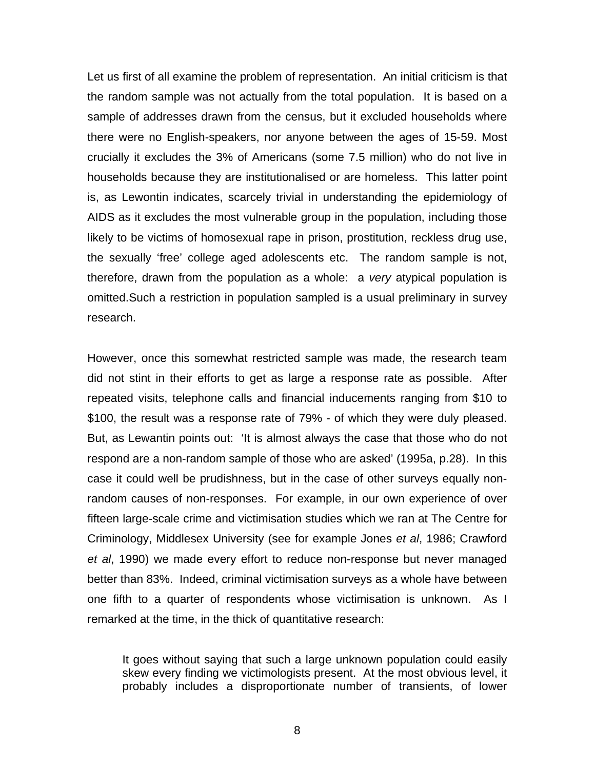Let us first of all examine the problem of representation. An initial criticism is that the random sample was not actually from the total population. It is based on a sample of addresses drawn from the census, but it excluded households where there were no English-speakers, nor anyone between the ages of 15-59. Most crucially it excludes the 3% of Americans (some 7.5 million) who do not live in households because they are institutionalised or are homeless. This latter point is, as Lewontin indicates, scarcely trivial in understanding the epidemiology of AIDS as it excludes the most vulnerable group in the population, including those likely to be victims of homosexual rape in prison, prostitution, reckless drug use, the sexually 'free' college aged adolescents etc. The random sample is not, therefore, drawn from the population as a whole: a *very* atypical population is omitted.Such a restriction in population sampled is a usual preliminary in survey research.

However, once this somewhat restricted sample was made, the research team did not stint in their efforts to get as large a response rate as possible. After repeated visits, telephone calls and financial inducements ranging from $10 to $100, the result was a response rate of 79% - of which they were duly pleased. But, as Lewantin points out: 'It is almost always the case that those who do not respond are a non-random sample of those who are asked' (1995a, p.28). In this case it could well be prudishness, but in the case of other surveys equally non-random causes of non-responses. For example, in our own experience of over fifteen large-scale crime and victimisation studies which we ran at The Centre for Criminology, Middlesex University (see for example Jones *et al*, 1986; Crawford *et al*, 1990) we made every effort to reduce non-response but never managed better than 83%. Indeed, criminal victimisation surveys as a whole have between one fifth to a quarter of respondents whose victimisation is unknown. As I remarked at the time, in the thick of quantitative research:

> It goes without saying that such a large unknown population could easily skew every finding we victimologists present. At the most obvious level, it probably includes a disproportionate number of transients, of lower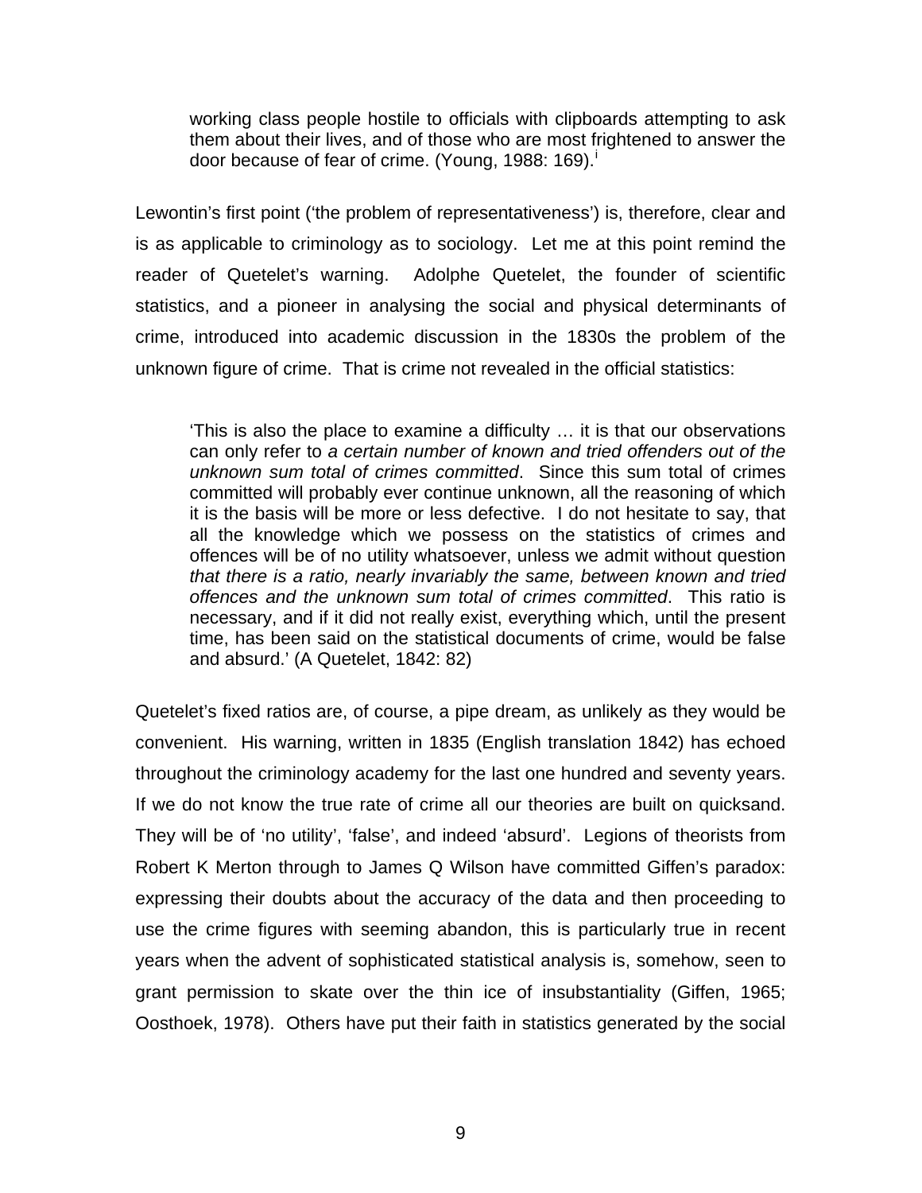> working class people hostile to officials with clipboards attempting to ask them about their lives, and of those who are most frightened to answer the door because of fear of crime. (Young, 1988: 169).[i]

Lewontin's first point ('the problem of representativeness') is, therefore, clear and is as applicable to criminology as to sociology. Let me at this point remind the reader of Quetelet's warning. Adolphe Quetelet, the founder of scientific statistics, and a pioneer in analysing the social and physical determinants of crime, introduced into academic discussion in the 1830s the problem of the unknown figure of crime. That is crime not revealed in the official statistics:

> 'This is also the place to examine a difficulty … it is that our observations can only refer to *a certain number of known and tried offenders out of the unknown sum total of crimes committed*. Since this sum total of crimes committed will probably ever continue unknown, all the reasoning of which it is the basis will be more or less defective. I do not hesitate to say, that all the knowledge which we possess on the statistics of crimes and offences will be of no utility whatsoever, unless we admit without question *that there is a ratio, nearly invariably the same, between known and tried offences and the unknown sum total of crimes committed*. This ratio is necessary, and if it did not really exist, everything which, until the present time, has been said on the statistical documents of crime, would be false and absurd.' (A Quetelet, 1842: 82)

Quetelet's fixed ratios are, of course, a pipe dream, as unlikely as they would be convenient. His warning, written in 1835 (English translation 1842) has echoed throughout the criminology academy for the last one hundred and seventy years. If we do not know the true rate of crime all our theories are built on quicksand. They will be of 'no utility', 'false', and indeed 'absurd'. Legions of theorists from Robert K Merton through to James Q Wilson have committed Giffen's paradox: expressing their doubts about the accuracy of the data and then proceeding to use the crime figures with seeming abandon, this is particularly true in recent years when the advent of sophisticated statistical analysis is, somehow, seen to grant permission to skate over the thin ice of insubstantiality (Giffen, 1965; Oosthoek, 1978). Others have put their faith in statistics generated by the social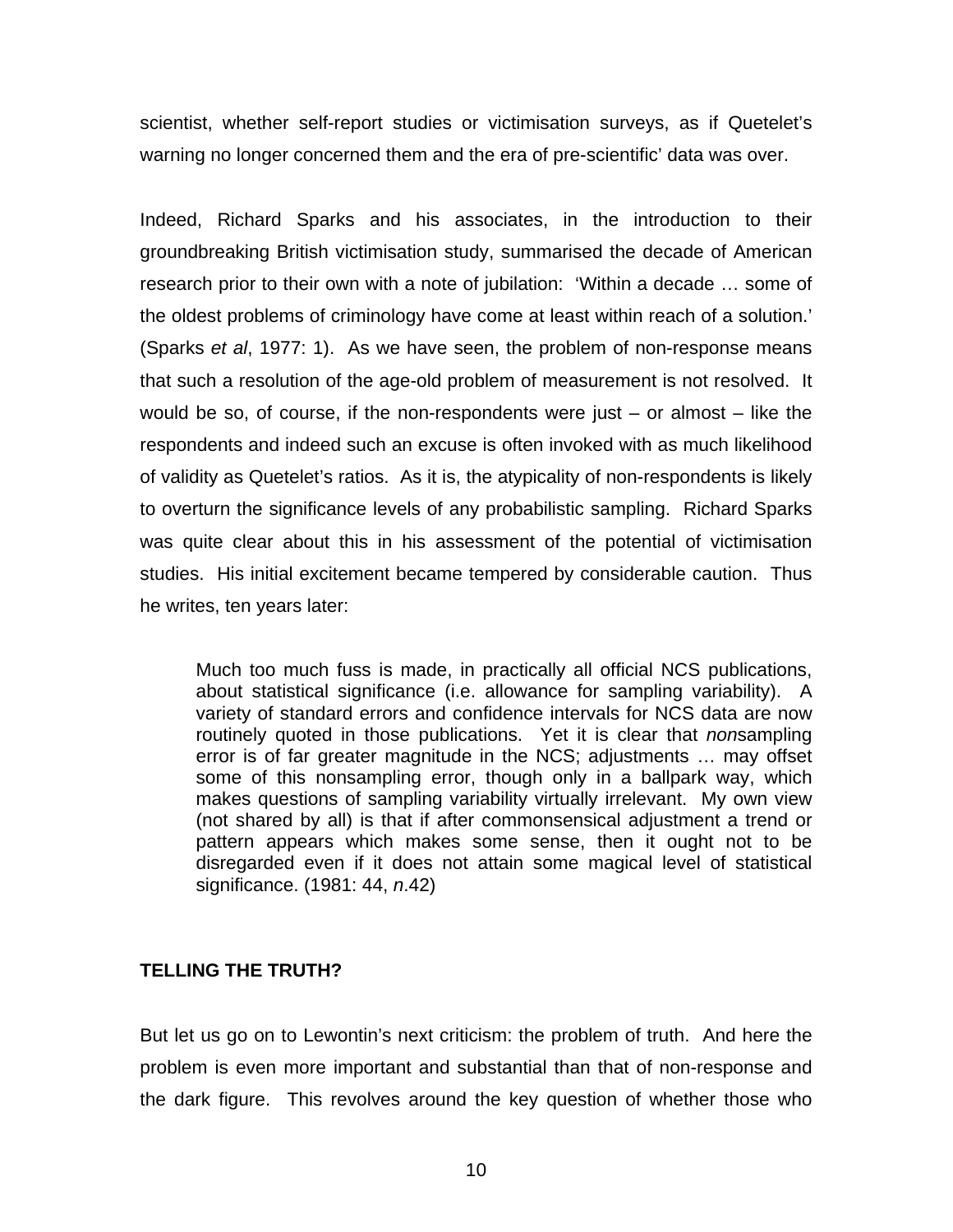scientist, whether self-report studies or victimisation surveys, as if Quetelet's warning no longer concerned them and the era of pre-scientific' data was over.

Indeed, Richard Sparks and his associates, in the introduction to their groundbreaking British victimisation study, summarised the decade of American research prior to their own with a note of jubilation: 'Within a decade … some of the oldest problems of criminology have come at least within reach of a solution.' (Sparks *et al*, 1977: 1). As we have seen, the problem of non-response means that such a resolution of the age-old problem of measurement is not resolved. It would be so, of course, if the non-respondents were just – or almost – like the respondents and indeed such an excuse is often invoked with as much likelihood of validity as Quetelet's ratios. As it is, the atypicality of non-respondents is likely to overturn the significance levels of any probabilistic sampling. Richard Sparks was quite clear about this in his assessment of the potential of victimisation studies. His initial excitement became tempered by considerable caution. Thus he writes, ten years later:

> Much too much fuss is made, in practically all official NCS publications, about statistical significance (i.e. allowance for sampling variability). A variety of standard errors and confidence intervals for NCS data are now routinely quoted in those publications. Yet it is clear that *non*sampling error is of far greater magnitude in the NCS; adjustments … may offset some of this nonsampling error, though only in a ballpark way, which makes questions of sampling variability virtually irrelevant. My own view (not shared by all) is that if after commonsensical adjustment a trend or pattern appears which makes some sense, then it ought not to be disregarded even if it does not attain some magical level of statistical significance. (1981: 44, *n*.42)

## TELLING THE TRUTH?

But let us go on to Lewontin's next criticism: the problem of truth. And here the problem is even more important and substantial than that of non-response and the dark figure. This revolves around the key question of whether those who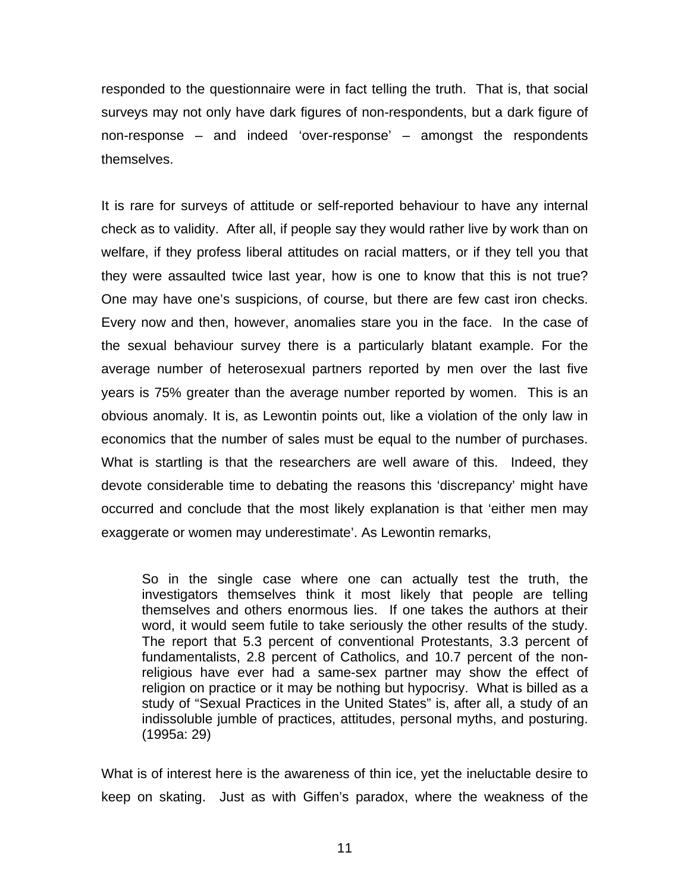responded to the questionnaire were in fact telling the truth. That is, that social surveys may not only have dark figures of non-respondents, but a dark figure of non-response – and indeed 'over-response' – amongst the respondents themselves.

It is rare for surveys of attitude or self-reported behaviour to have any internal check as to validity. After all, if people say they would rather live by work than on welfare, if they profess liberal attitudes on racial matters, or if they tell you that they were assaulted twice last year, how is one to know that this is not true? One may have one's suspicions, of course, but there are few cast iron checks. Every now and then, however, anomalies stare you in the face. In the case of the sexual behaviour survey there is a particularly blatant example. For the average number of heterosexual partners reported by men over the last five years is 75% greater than the average number reported by women. This is an obvious anomaly. It is, as Lewontin points out, like a violation of the only law in economics that the number of sales must be equal to the number of purchases. What is startling is that the researchers are well aware of this. Indeed, they devote considerable time to debating the reasons this 'discrepancy' might have occurred and conclude that the most likely explanation is that 'either men may exaggerate or women may underestimate'. As Lewontin remarks,

> So in the single case where one can actually test the truth, the investigators themselves think it most likely that people are telling themselves and others enormous lies. If one takes the authors at their word, it would seem futile to take seriously the other results of the study. The report that 5.3 percent of conventional Protestants, 3.3 percent of fundamentalists, 2.8 percent of Catholics, and 10.7 percent of the non-religious have ever had a same-sex partner may show the effect of religion on practice or it may be nothing but hypocrisy. What is billed as a study of "Sexual Practices in the United States" is, after all, a study of an indissoluble jumble of practices, attitudes, personal myths, and posturing. (1995a: 29)

What is of interest here is the awareness of thin ice, yet the ineluctable desire to keep on skating. Just as with Giffen's paradox, where the weakness of the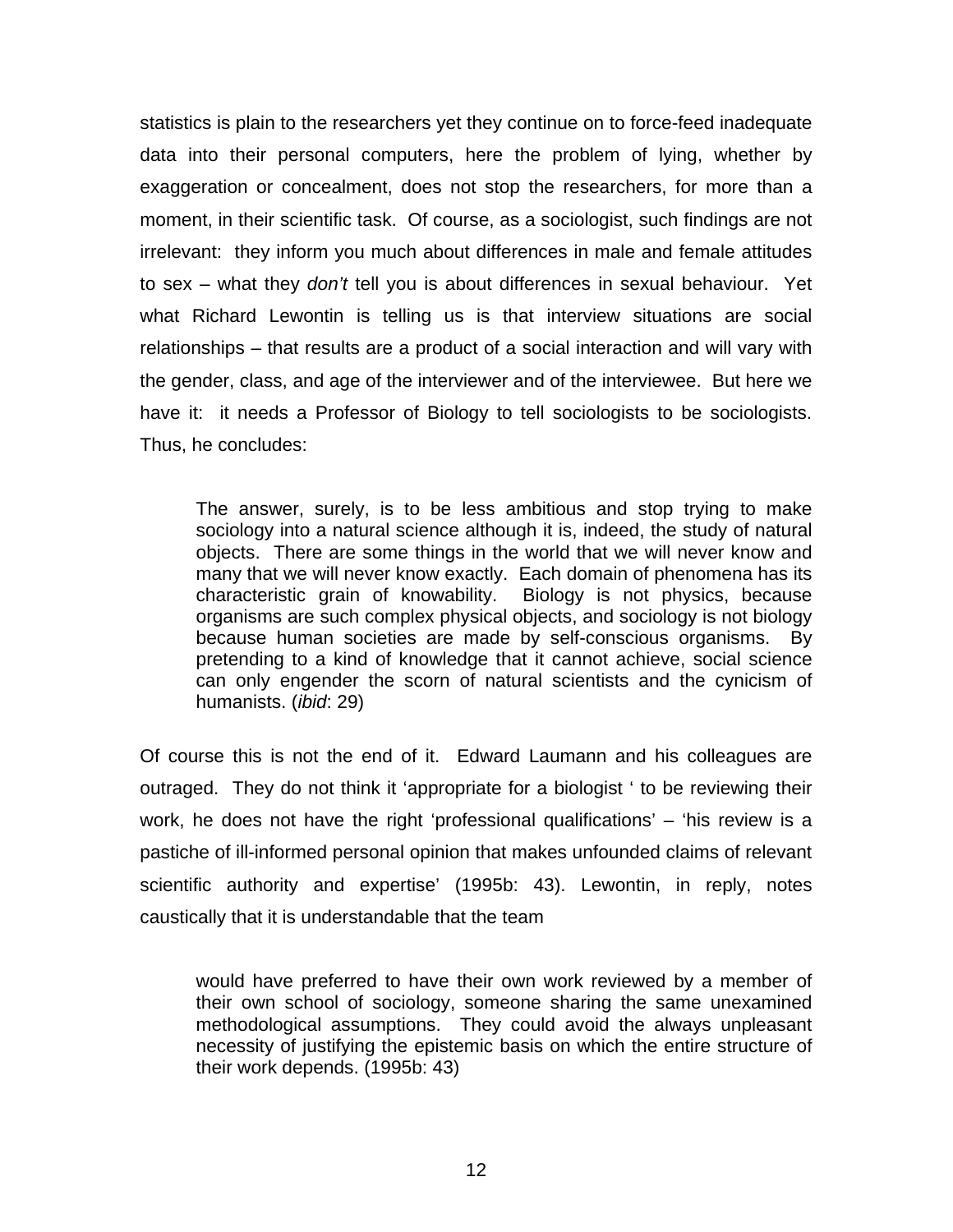statistics is plain to the researchers yet they continue on to force-feed inadequate data into their personal computers, here the problem of lying, whether by exaggeration or concealment, does not stop the researchers, for more than a moment, in their scientific task. Of course, as a sociologist, such findings are not irrelevant: they inform you much about differences in male and female attitudes to sex – what they *don't* tell you is about differences in sexual behaviour. Yet what Richard Lewontin is telling us is that interview situations are social relationships – that results are a product of a social interaction and will vary with the gender, class, and age of the interviewer and of the interviewee. But here we have it: it needs a Professor of Biology to tell sociologists to be sociologists. Thus, he concludes:

> The answer, surely, is to be less ambitious and stop trying to make sociology into a natural science although it is, indeed, the study of natural objects. There are some things in the world that we will never know and many that we will never know exactly. Each domain of phenomena has its characteristic grain of knowability. Biology is not physics, because organisms are such complex physical objects, and sociology is not biology because human societies are made by self-conscious organisms. By pretending to a kind of knowledge that it cannot achieve, social science can only engender the scorn of natural scientists and the cynicism of humanists. (*ibid*: 29)

Of course this is not the end of it. Edward Laumann and his colleagues are outraged. They do not think it 'appropriate for a biologist ' to be reviewing their work, he does not have the right 'professional qualifications' – 'his review is a pastiche of ill-informed personal opinion that makes unfounded claims of relevant scientific authority and expertise' (1995b: 43). Lewontin, in reply, notes caustically that it is understandable that the team

> would have preferred to have their own work reviewed by a member of their own school of sociology, someone sharing the same unexamined methodological assumptions. They could avoid the always unpleasant necessity of justifying the epistemic basis on which the entire structure of their work depends. (1995b: 43)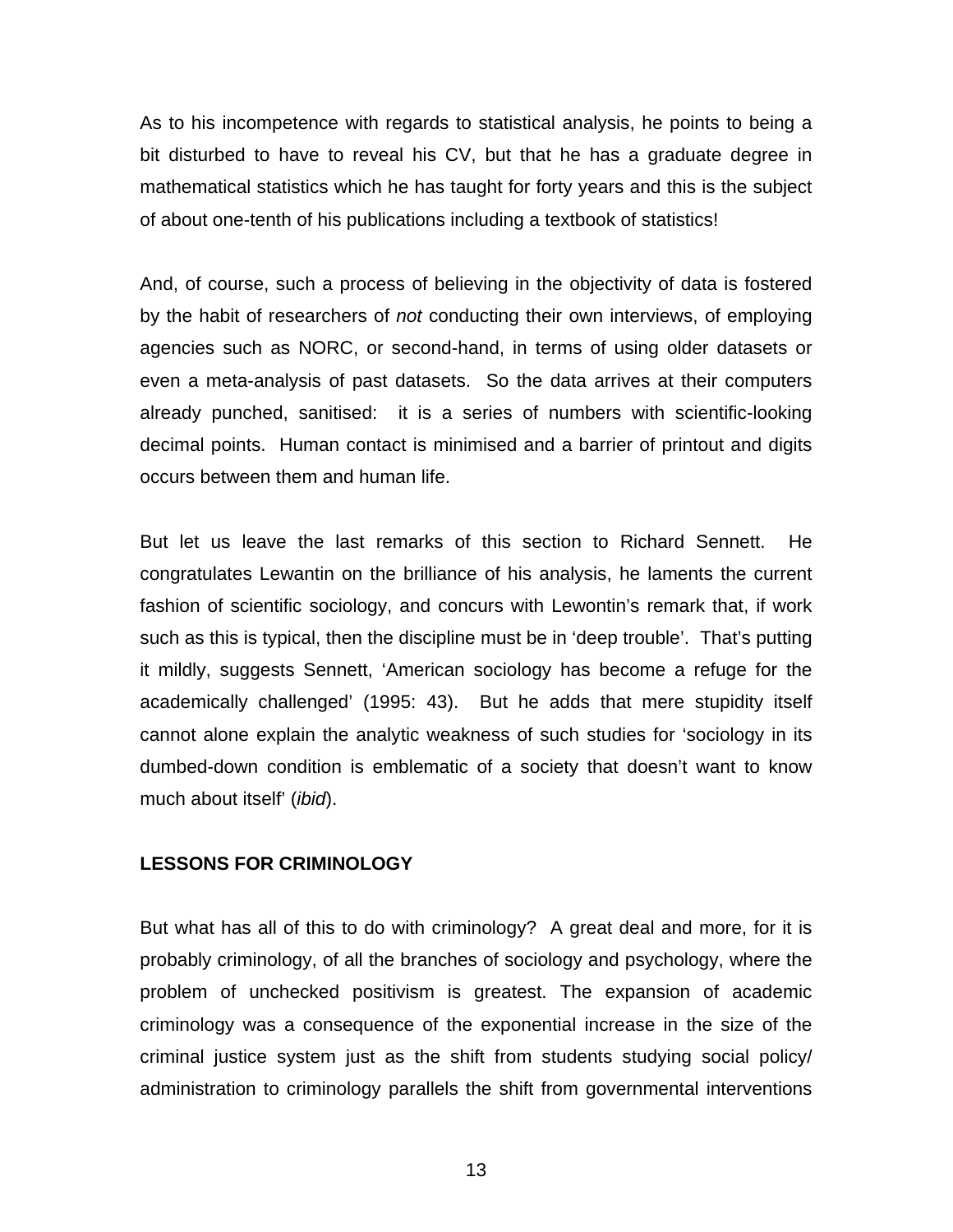As to his incompetence with regards to statistical analysis, he points to being a bit disturbed to have to reveal his CV, but that he has a graduate degree in mathematical statistics which he has taught for forty years and this is the subject of about one-tenth of his publications including a textbook of statistics!

And, of course, such a process of believing in the objectivity of data is fostered by the habit of researchers of *not* conducting their own interviews, of employing agencies such as NORC, or second-hand, in terms of using older datasets or even a meta-analysis of past datasets. So the data arrives at their computers already punched, sanitised: it is a series of numbers with scientific-looking decimal points. Human contact is minimised and a barrier of printout and digits occurs between them and human life.

But let us leave the last remarks of this section to Richard Sennett. He congratulates Lewantin on the brilliance of his analysis, he laments the current fashion of scientific sociology, and concurs with Lewontin's remark that, if work such as this is typical, then the discipline must be in 'deep trouble'. That's putting it mildly, suggests Sennett, 'American sociology has become a refuge for the academically challenged' (1995: 43). But he adds that mere stupidity itself cannot alone explain the analytic weakness of such studies for 'sociology in its dumbed-down condition is emblematic of a society that doesn't want to know much about itself' (*ibid*).

## LESSONS FOR CRIMINOLOGY

But what has all of this to do with criminology? A great deal and more, for it is probably criminology, of all the branches of sociology and psychology, where the problem of unchecked positivism is greatest. The expansion of academic criminology was a consequence of the exponential increase in the size of the criminal justice system just as the shift from students studying social policy/ administration to criminology parallels the shift from governmental interventions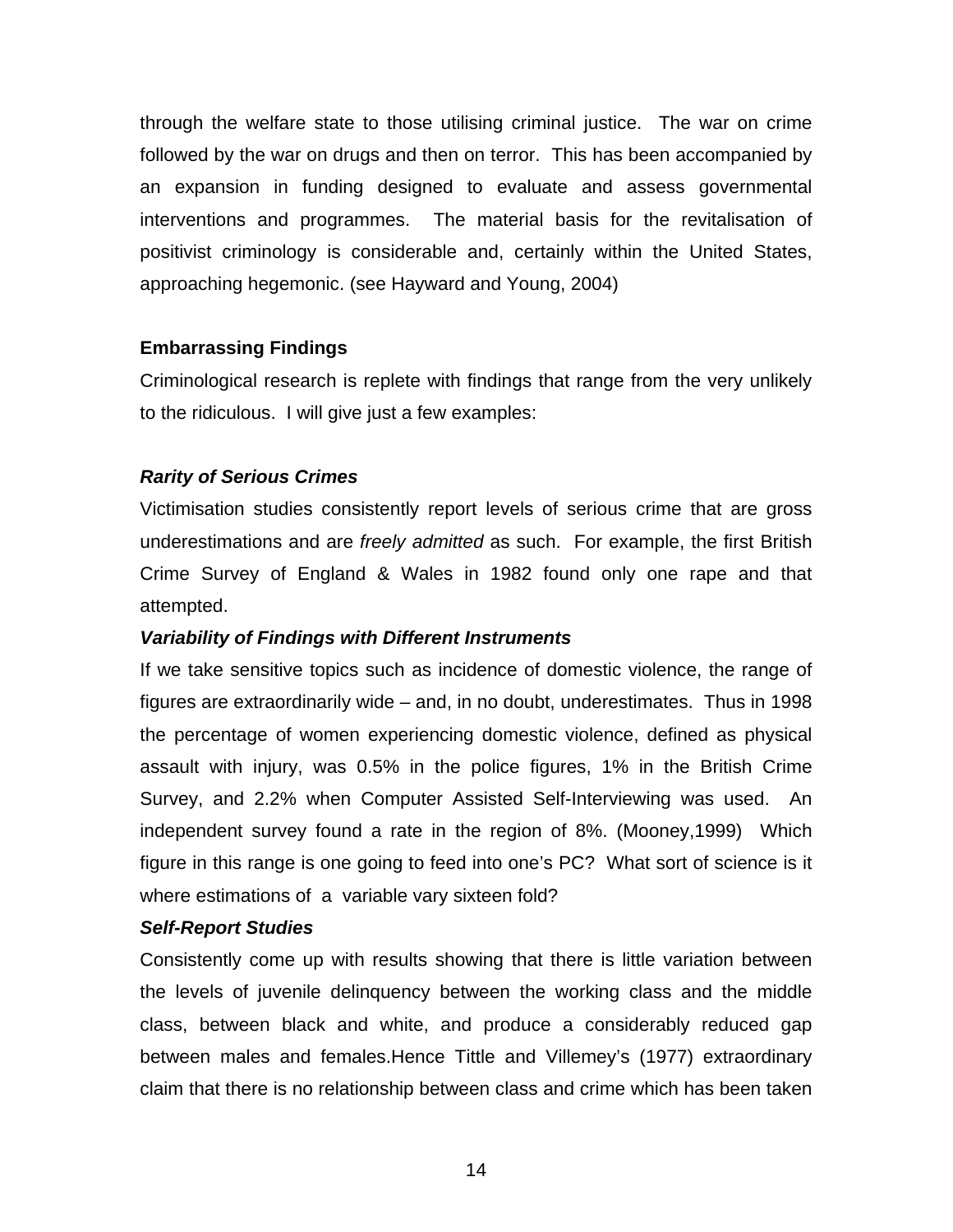through the welfare state to those utilising criminal justice. The war on crime followed by the war on drugs and then on terror. This has been accompanied by an expansion in funding designed to evaluate and assess governmental interventions and programmes. The material basis for the revitalisation of positivist criminology is considerable and, certainly within the United States, approaching hegemonic. (see Hayward and Young, 2004)

**Embarrassing Findings**

Criminological research is replete with findings that range from the very unlikely to the ridiculous. I will give just a few examples:

***Rarity of Serious Crimes***

Victimisation studies consistently report levels of serious crime that are gross underestimations and are *freely admitted* as such. For example, the first British Crime Survey of England & Wales in 1982 found only one rape and that attempted.

***Variability of Findings with Different Instruments***

If we take sensitive topics such as incidence of domestic violence, the range of figures are extraordinarily wide – and, in no doubt, underestimates. Thus in 1998 the percentage of women experiencing domestic violence, defined as physical assault with injury, was 0.5% in the police figures, 1% in the British Crime Survey, and 2.2% when Computer Assisted Self-Interviewing was used. An independent survey found a rate in the region of 8%. (Mooney,1999) Which figure in this range is one going to feed into one's PC? What sort of science is it where estimations of a variable vary sixteen fold?

***Self-Report Studies***

Consistently come up with results showing that there is little variation between the levels of juvenile delinquency between the working class and the middle class, between black and white, and produce a considerably reduced gap between males and females.Hence Tittle and Villemey's (1977) extraordinary claim that there is no relationship between class and crime which has been taken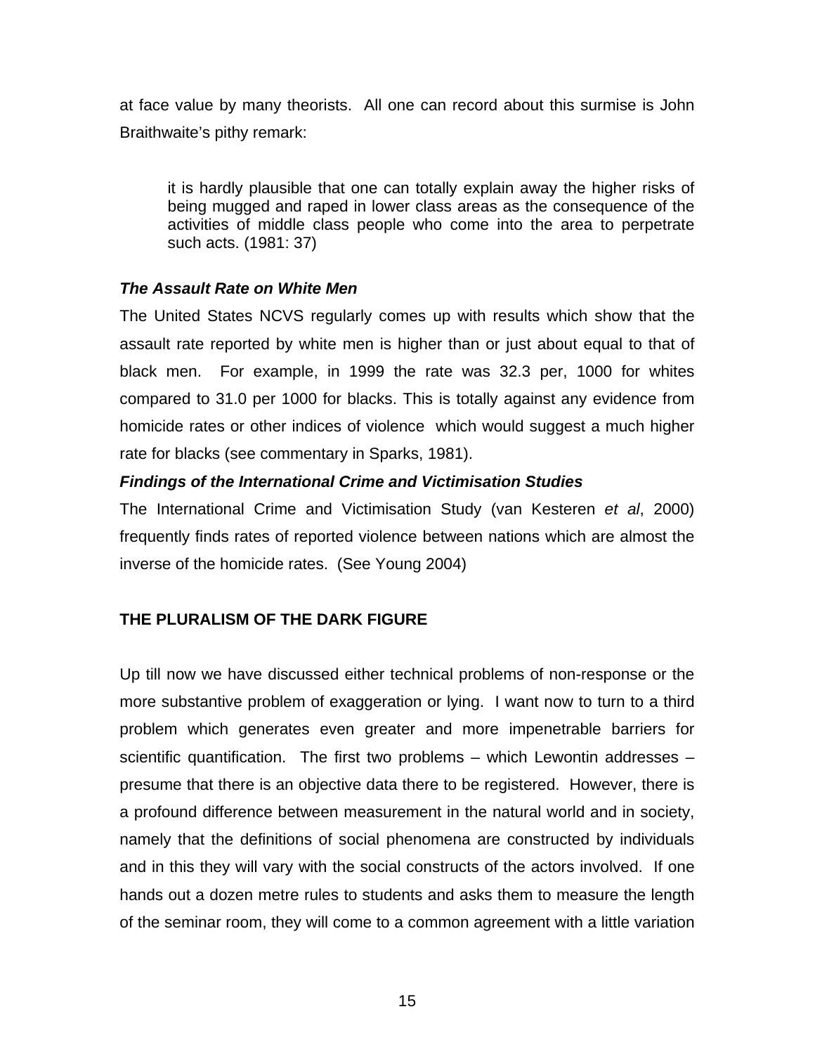at face value by many theorists. All one can record about this surmise is John Braithwaite's pithy remark:

> it is hardly plausible that one can totally explain away the higher risks of being mugged and raped in lower class areas as the consequence of the activities of middle class people who come into the area to perpetrate such acts. (1981: 37)

### *The Assault Rate on White Men*

The United States NCVS regularly comes up with results which show that the assault rate reported by white men is higher than or just about equal to that of black men. For example, in 1999 the rate was 32.3 per, 1000 for whites compared to 31.0 per 1000 for blacks. This is totally against any evidence from homicide rates or other indices of violence which would suggest a much higher rate for blacks (see commentary in Sparks, 1981).

### *Findings of the International Crime and Victimisation Studies*

The International Crime and Victimisation Study (van Kesteren *et al*, 2000) frequently finds rates of reported violence between nations which are almost the inverse of the homicide rates. (See Young 2004)

## THE PLURALISM OF THE DARK FIGURE

Up till now we have discussed either technical problems of non-response or the more substantive problem of exaggeration or lying. I want now to turn to a third problem which generates even greater and more impenetrable barriers for scientific quantification. The first two problems – which Lewontin addresses – presume that there is an objective data there to be registered. However, there is a profound difference between measurement in the natural world and in society, namely that the definitions of social phenomena are constructed by individuals and in this they will vary with the social constructs of the actors involved. If one hands out a dozen metre rules to students and asks them to measure the length of the seminar room, they will come to a common agreement with a little variation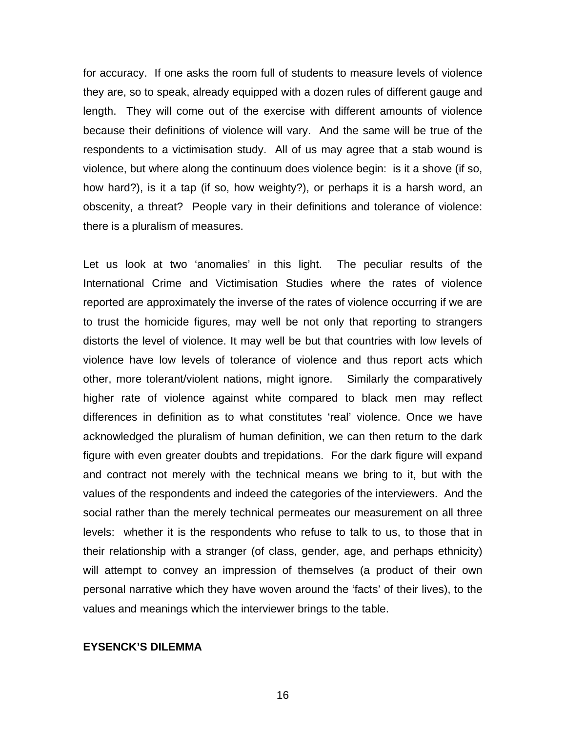for accuracy. If one asks the room full of students to measure levels of violence they are, so to speak, already equipped with a dozen rules of different gauge and length. They will come out of the exercise with different amounts of violence because their definitions of violence will vary. And the same will be true of the respondents to a victimisation study. All of us may agree that a stab wound is violence, but where along the continuum does violence begin: is it a shove (if so, how hard?), is it a tap (if so, how weighty?), or perhaps it is a harsh word, an obscenity, a threat? People vary in their definitions and tolerance of violence: there is a pluralism of measures.

Let us look at two 'anomalies' in this light. The peculiar results of the International Crime and Victimisation Studies where the rates of violence reported are approximately the inverse of the rates of violence occurring if we are to trust the homicide figures, may well be not only that reporting to strangers distorts the level of violence. It may well be but that countries with low levels of violence have low levels of tolerance of violence and thus report acts which other, more tolerant/violent nations, might ignore. Similarly the comparatively higher rate of violence against white compared to black men may reflect differences in definition as to what constitutes 'real' violence. Once we have acknowledged the pluralism of human definition, we can then return to the dark figure with even greater doubts and trepidations. For the dark figure will expand and contract not merely with the technical means we bring to it, but with the values of the respondents and indeed the categories of the interviewers. And the social rather than the merely technical permeates our measurement on all three levels: whether it is the respondents who refuse to talk to us, to those that in their relationship with a stranger (of class, gender, age, and perhaps ethnicity) will attempt to convey an impression of themselves (a product of their own personal narrative which they have woven around the 'facts' of their lives), to the values and meanings which the interviewer brings to the table.

## EYSENCK'S DILEMMA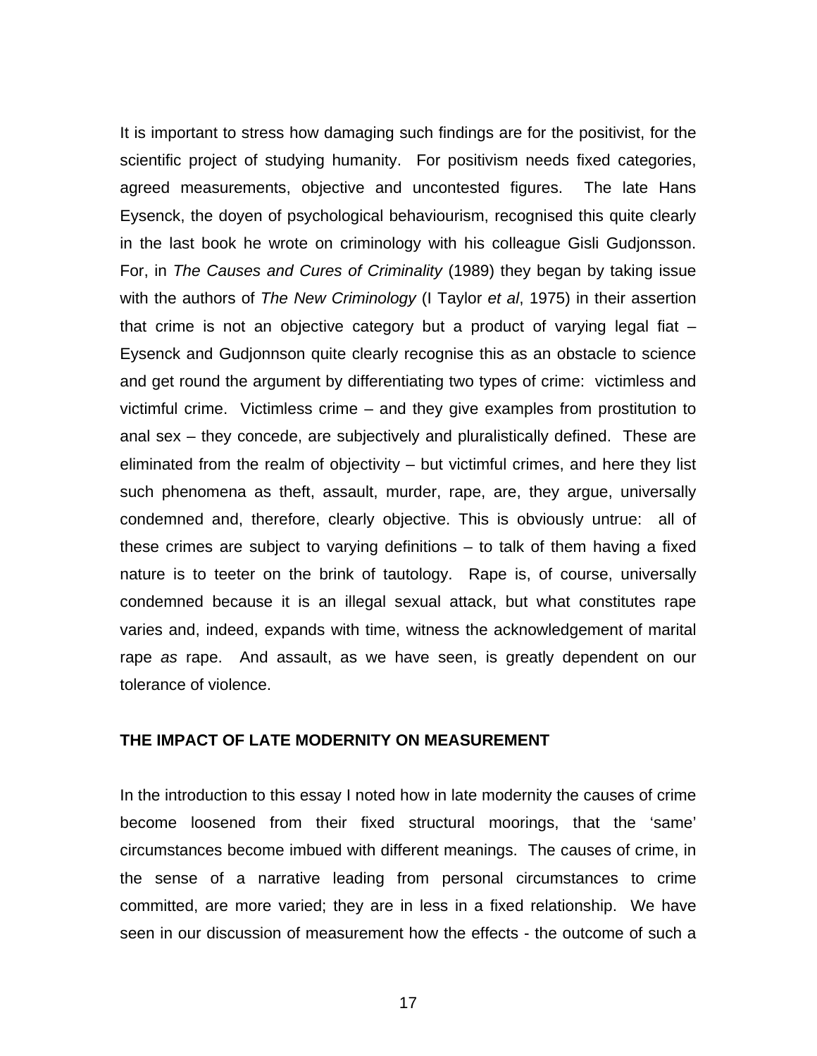It is important to stress how damaging such findings are for the positivist, for the scientific project of studying humanity. For positivism needs fixed categories, agreed measurements, objective and uncontested figures. The late Hans Eysenck, the doyen of psychological behaviourism, recognised this quite clearly in the last book he wrote on criminology with his colleague Gisli Gudjonsson. For, in *The Causes and Cures of Criminality* (1989) they began by taking issue with the authors of *The New Criminology* (I Taylor *et al*, 1975) in their assertion that crime is not an objective category but a product of varying legal fiat – Eysenck and Gudjonsson quite clearly recognise this as an obstacle to science and get round the argument by differentiating two types of crime: victimless and victimful crime. Victimless crime – and they give examples from prostitution to anal sex – they concede, are subjectively and pluralistically defined. These are eliminated from the realm of objectivity – but victimful crimes, and here they list such phenomena as theft, assault, murder, rape, are, they argue, universally condemned and, therefore, clearly objective. This is obviously untrue: all of these crimes are subject to varying definitions – to talk of them having a fixed nature is to teeter on the brink of tautology. Rape is, of course, universally condemned because it is an illegal sexual attack, but what constitutes rape varies and, indeed, expands with time, witness the acknowledgement of marital rape *as* rape. And assault, as we have seen, is greatly dependent on our tolerance of violence.

**THE IMPACT OF LATE MODERNITY ON MEASUREMENT**

In the introduction to this essay I noted how in late modernity the causes of crime become loosened from their fixed structural moorings, that the 'same' circumstances become imbued with different meanings. The causes of crime, in the sense of a narrative leading from personal circumstances to crime committed, are more varied; they are in less in a fixed relationship. We have seen in our discussion of measurement how the effects - the outcome of such a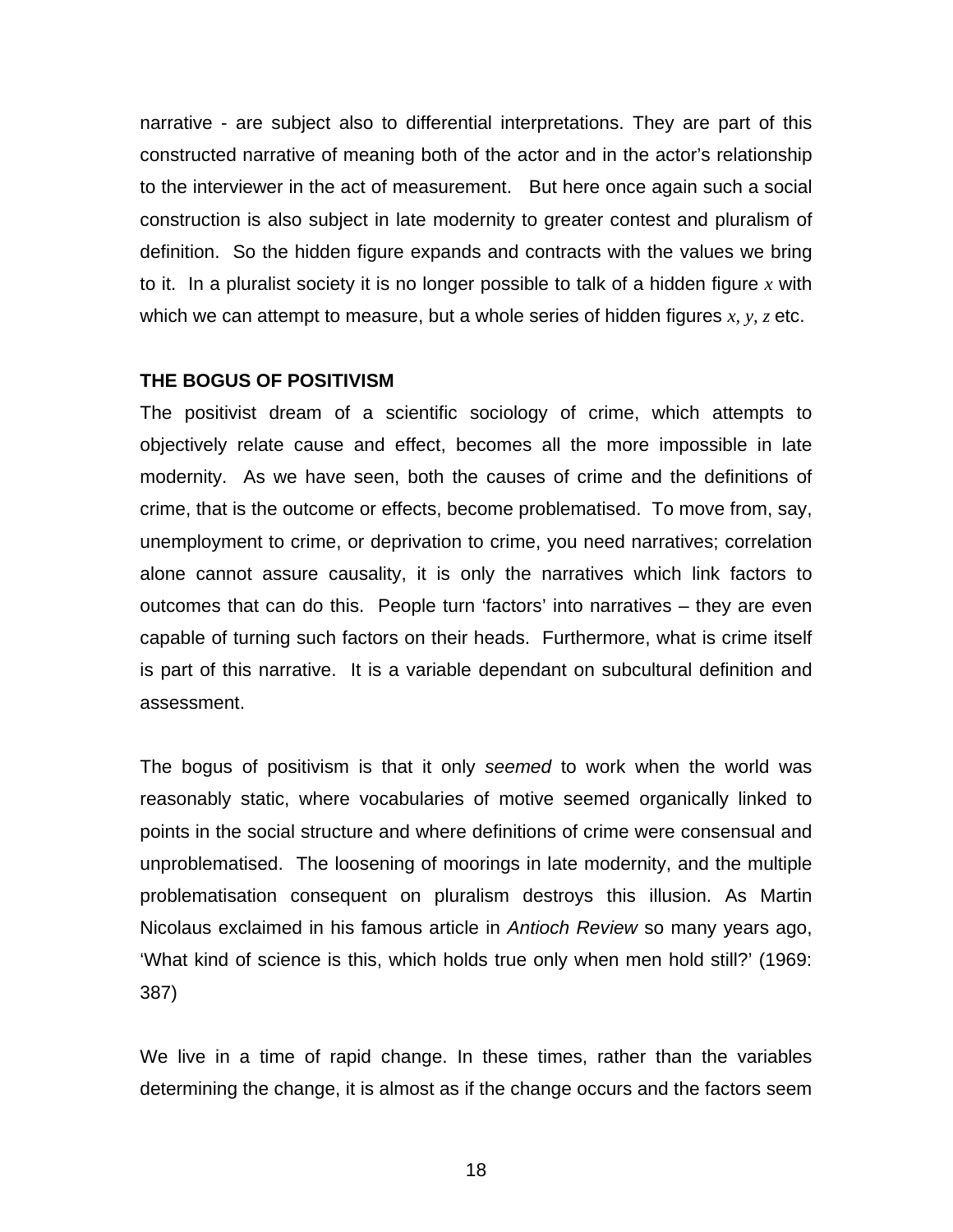narrative - are subject also to differential interpretations. They are part of this constructed narrative of meaning both of the actor and in the actor's relationship to the interviewer in the act of measurement. But here once again such a social construction is also subject in late modernity to greater contest and pluralism of definition. So the hidden figure expands and contracts with the values we bring to it. In a pluralist society it is no longer possible to talk of a hidden figure $x$ with which we can attempt to measure, but a whole series of hidden figures $x, y, z$ etc.

## THE BOGUS OF POSITIVISM

The positivist dream of a scientific sociology of crime, which attempts to objectively relate cause and effect, becomes all the more impossible in late modernity. As we have seen, both the causes of crime and the definitions of crime, that is the outcome or effects, become problematised. To move from, say, unemployment to crime, or deprivation to crime, you need narratives; correlation alone cannot assure causality, it is only the narratives which link factors to outcomes that can do this. People turn 'factors' into narratives – they are even capable of turning such factors on their heads. Furthermore, what is crime itself is part of this narrative. It is a variable dependant on subcultural definition and assessment.

The bogus of positivism is that it only *seemed* to work when the world was reasonably static, where vocabularies of motive seemed organically linked to points in the social structure and where definitions of crime were consensual and unproblematised. The loosening of moorings in late modernity, and the multiple problematisation consequent on pluralism destroys this illusion. As Martin Nicolaus exclaimed in his famous article in *Antioch Review* so many years ago, 'What kind of science is this, which holds true only when men hold still?' (1969: 387)

We live in a time of rapid change. In these times, rather than the variables determining the change, it is almost as if the change occurs and the factors seem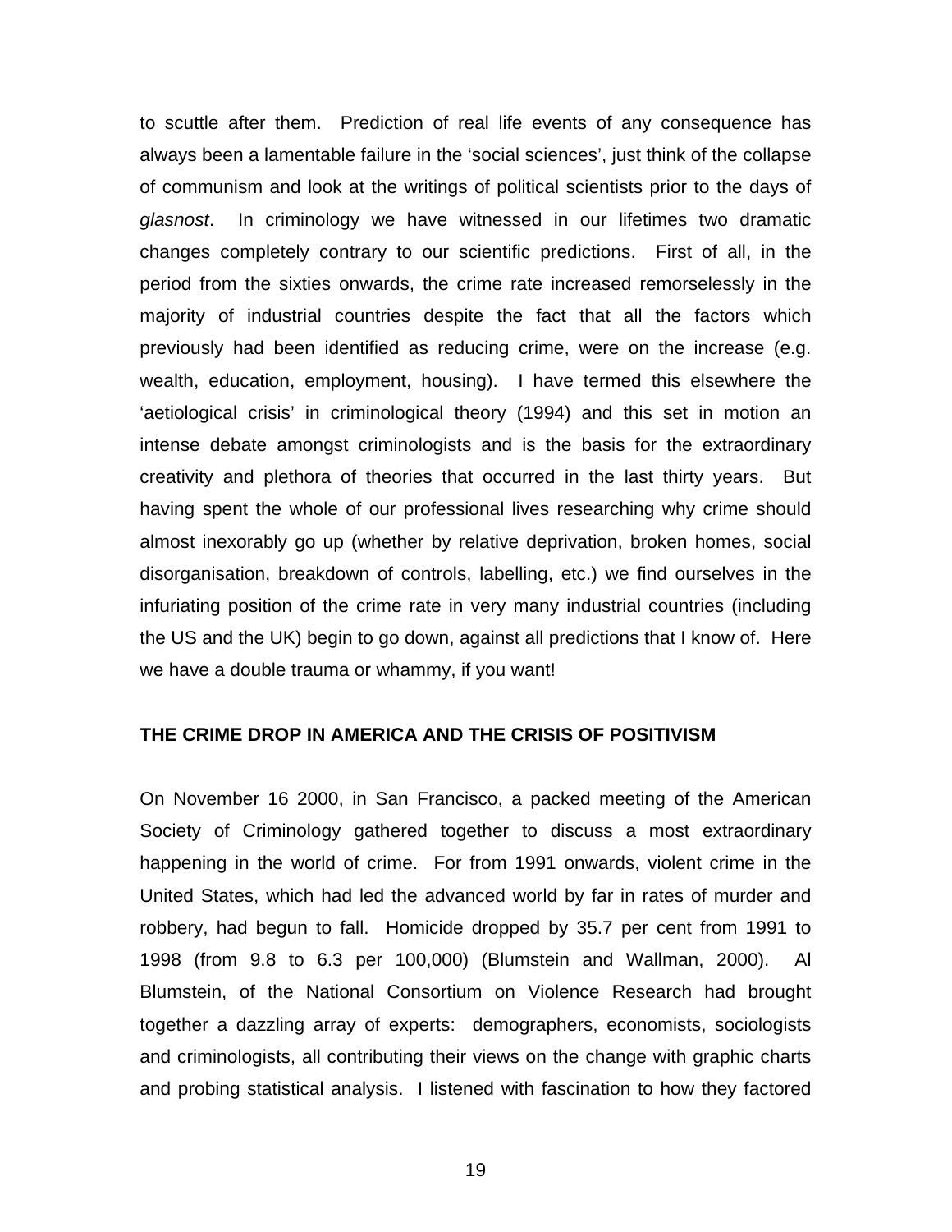to scuttle after them. Prediction of real life events of any consequence has always been a lamentable failure in the 'social sciences', just think of the collapse of communism and look at the writings of political scientists prior to the days of *glasnost*. In criminology we have witnessed in our lifetimes two dramatic changes completely contrary to our scientific predictions. First of all, in the period from the sixties onwards, the crime rate increased remorselessly in the majority of industrial countries despite the fact that all the factors which previously had been identified as reducing crime, were on the increase (e.g. wealth, education, employment, housing). I have termed this elsewhere the 'aetiological crisis' in criminological theory (1994) and this set in motion an intense debate amongst criminologists and is the basis for the extraordinary creativity and plethora of theories that occurred in the last thirty years. But having spent the whole of our professional lives researching why crime should almost inexorably go up (whether by relative deprivation, broken homes, social disorganisation, breakdown of controls, labelling, etc.) we find ourselves in the infuriating position of the crime rate in very many industrial countries (including the US and the UK) begin to go down, against all predictions that I know of. Here we have a double trauma or whammy, if you want!

## THE CRIME DROP IN AMERICA AND THE CRISIS OF POSITIVISM

On November 16 2000, in San Francisco, a packed meeting of the American Society of Criminology gathered together to discuss a most extraordinary happening in the world of crime. For from 1991 onwards, violent crime in the United States, which had led the advanced world by far in rates of murder and robbery, had begun to fall. Homicide dropped by 35.7 per cent from 1991 to 1998 (from 9.8 to 6.3 per 100,000) (Blumstein and Wallman, 2000). Al Blumstein, of the National Consortium on Violence Research had brought together a dazzling array of experts: demographers, economists, sociologists and criminologists, all contributing their views on the change with graphic charts and probing statistical analysis. I listened with fascination to how they factored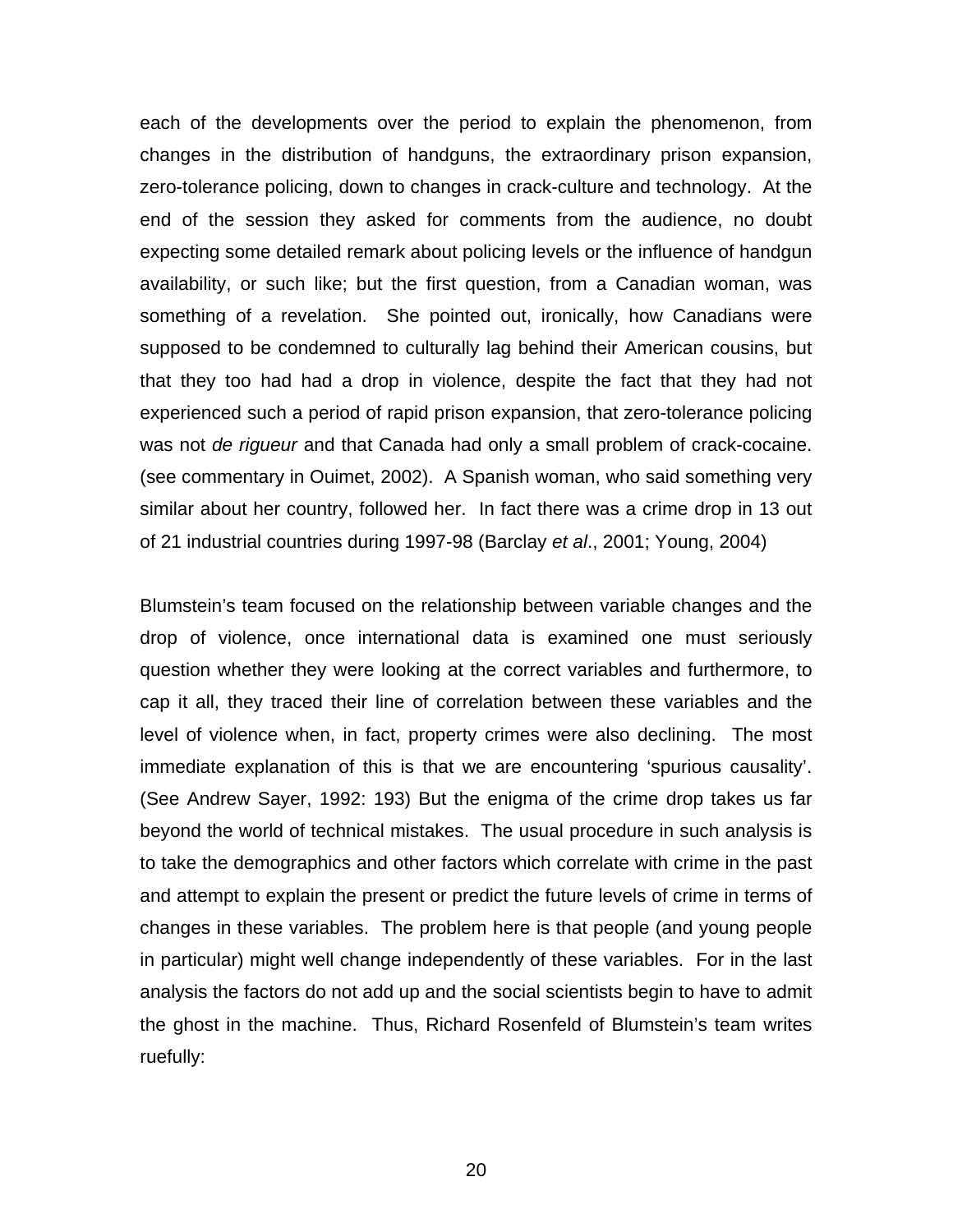each of the developments over the period to explain the phenomenon, from changes in the distribution of handguns, the extraordinary prison expansion, zero-tolerance policing, down to changes in crack-culture and technology. At the end of the session they asked for comments from the audience, no doubt expecting some detailed remark about policing levels or the influence of handgun availability, or such like; but the first question, from a Canadian woman, was something of a revelation. She pointed out, ironically, how Canadians were supposed to be condemned to culturally lag behind their American cousins, but that they too had had a drop in violence, despite the fact that they had not experienced such a period of rapid prison expansion, that zero-tolerance policing was not *de rigueur* and that Canada had only a small problem of crack-cocaine. (see commentary in Ouimet, 2002). A Spanish woman, who said something very similar about her country, followed her. In fact there was a crime drop in 13 out of 21 industrial countries during 1997-98 (Barclay *et al*., 2001; Young, 2004)

Blumstein's team focused on the relationship between variable changes and the drop of violence, once international data is examined one must seriously question whether they were looking at the correct variables and furthermore, to cap it all, they traced their line of correlation between these variables and the level of violence when, in fact, property crimes were also declining. The most immediate explanation of this is that we are encountering 'spurious causality'. (See Andrew Sayer, 1992: 193) But the enigma of the crime drop takes us far beyond the world of technical mistakes. The usual procedure in such analysis is to take the demographics and other factors which correlate with crime in the past and attempt to explain the present or predict the future levels of crime in terms of changes in these variables. The problem here is that people (and young people in particular) might well change independently of these variables. For in the last analysis the factors do not add up and the social scientists begin to have to admit the ghost in the machine. Thus, Richard Rosenfeld of Blumstein's team writes ruefully: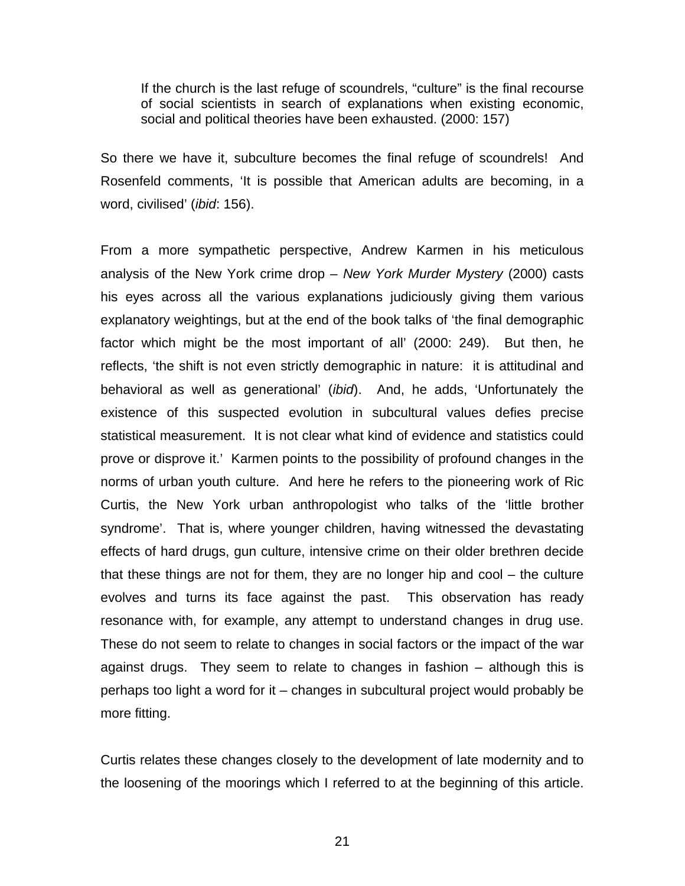> If the church is the last refuge of scoundrels, "culture" is the final recourse of social scientists in search of explanations when existing economic, social and political theories have been exhausted. (2000: 157)

So there we have it, subculture becomes the final refuge of scoundrels! And Rosenfeld comments, 'It is possible that American adults are becoming, in a word, civilised' (*ibid*: 156).

From a more sympathetic perspective, Andrew Karmen in his meticulous analysis of the New York crime drop – *New York Murder Mystery* (2000) casts his eyes across all the various explanations judiciously giving them various explanatory weightings, but at the end of the book talks of 'the final demographic factor which might be the most important of all' (2000: 249). But then, he reflects, 'the shift is not even strictly demographic in nature: it is attitudinal and behavioral as well as generational' (*ibid*). And, he adds, 'Unfortunately the existence of this suspected evolution in subcultural values defies precise statistical measurement. It is not clear what kind of evidence and statistics could prove or disprove it.' Karmen points to the possibility of profound changes in the norms of urban youth culture. And here he refers to the pioneering work of Ric Curtis, the New York urban anthropologist who talks of the 'little brother syndrome'. That is, where younger children, having witnessed the devastating effects of hard drugs, gun culture, intensive crime on their older brethren decide that these things are not for them, they are no longer hip and cool – the culture evolves and turns its face against the past. This observation has ready resonance with, for example, any attempt to understand changes in drug use. These do not seem to relate to changes in social factors or the impact of the war against drugs. They seem to relate to changes in fashion – although this is perhaps too light a word for it – changes in subcultural project would probably be more fitting.

Curtis relates these changes closely to the development of late modernity and to the loosening of the moorings which I referred to at the beginning of this article.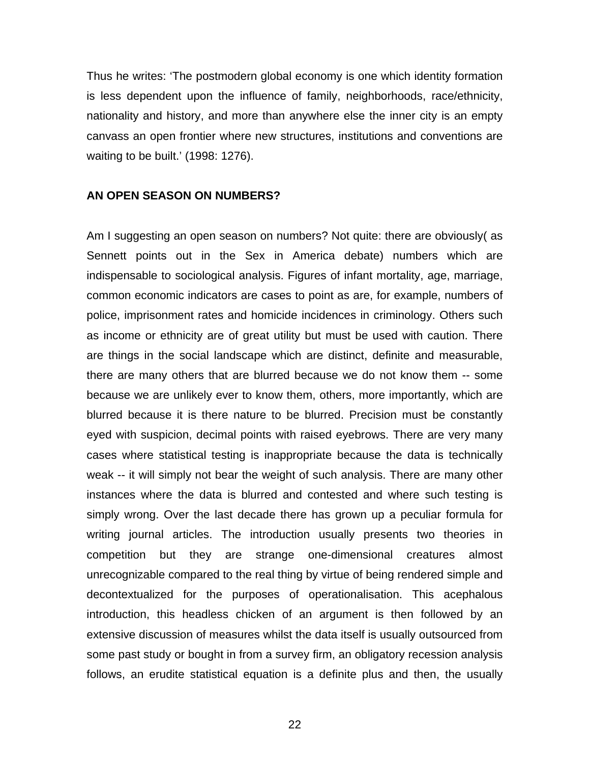Thus he writes: 'The postmodern global economy is one which identity formation is less dependent upon the influence of family, neighborhoods, race/ethnicity, nationality and history, and more than anywhere else the inner city is an empty canvass an open frontier where new structures, institutions and conventions are waiting to be built.' (1998: 1276).

**AN OPEN SEASON ON NUMBERS?**

Am I suggesting an open season on numbers? Not quite: there are obviously( as Sennett points out in the Sex in America debate) numbers which are indispensable to sociological analysis. Figures of infant mortality, age, marriage, common economic indicators are cases to point as are, for example, numbers of police, imprisonment rates and homicide incidences in criminology. Others such as income or ethnicity are of great utility but must be used with caution. There are things in the social landscape which are distinct, definite and measurable, there are many others that are blurred because we do not know them -- some because we are unlikely ever to know them, others, more importantly, which are blurred because it is there nature to be blurred. Precision must be constantly eyed with suspicion, decimal points with raised eyebrows. There are very many cases where statistical testing is inappropriate because the data is technically weak -- it will simply not bear the weight of such analysis. There are many other instances where the data is blurred and contested and where such testing is simply wrong. Over the last decade there has grown up a peculiar formula for writing journal articles. The introduction usually presents two theories in competition but they are strange one-dimensional creatures almost unrecognizable compared to the real thing by virtue of being rendered simple and decontextualized for the purposes of operationalisation. This acephalous introduction, this headless chicken of an argument is then followed by an extensive discussion of measures whilst the data itself is usually outsourced from some past study or bought in from a survey firm, an obligatory recession analysis follows, an erudite statistical equation is a definite plus and then, the usually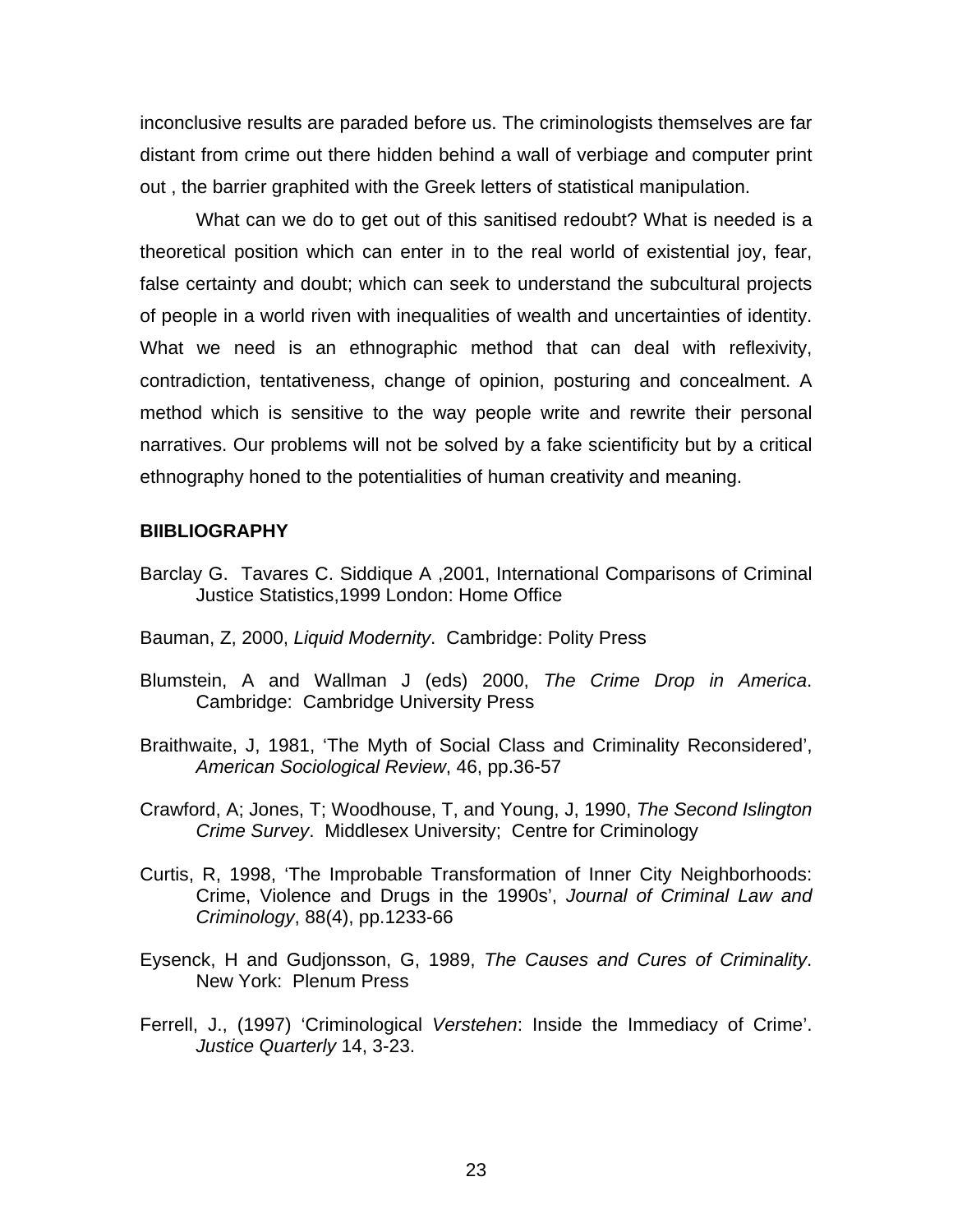inconclusive results are paraded before us. The criminologists themselves are far distant from crime out there hidden behind a wall of verbiage and computer print out , the barrier graphited with the Greek letters of statistical manipulation.

What can we do to get out of this sanitised redoubt? What is needed is a theoretical position which can enter in to the real world of existential joy, fear, false certainty and doubt; which can seek to understand the subcultural projects of people in a world riven with inequalities of wealth and uncertainties of identity. What we need is an ethnographic method that can deal with reflexivity, contradiction, tentativeness, change of opinion, posturing and concealment. A method which is sensitive to the way people write and rewrite their personal narratives. Our problems will not be solved by a fake scientificity but by a critical ethnography honed to the potentialities of human creativity and meaning.

**BIIBLIOGRAPHY**

Barclay G. Tavares C. Siddique A ,2001, International Comparisons of Criminal Justice Statistics,1999 London: Home Office

Bauman, Z, 2000, *Liquid Modernity*. Cambridge: Polity Press

Blumstein, A and Wallman J (eds) 2000, *The Crime Drop in America*. Cambridge: Cambridge University Press

Braithwaite, J, 1981, 'The Myth of Social Class and Criminality Reconsidered', *American Sociological Review*, 46, pp.36-57

Crawford, A; Jones, T; Woodhouse, T, and Young, J, 1990, *The Second Islington Crime Survey*. Middlesex University; Centre for Criminology

Curtis, R, 1998, 'The Improbable Transformation of Inner City Neighborhoods: Crime, Violence and Drugs in the 1990s', *Journal of Criminal Law and Criminology*, 88(4), pp.1233-66

Eysenck, H and Gudjonsson, G, 1989, *The Causes and Cures of Criminality*. New York: Plenum Press

Ferrell, J., (1997) 'Criminological *Verstehen*: Inside the Immediacy of Crime'. *Justice Quarterly* 14, 3-23.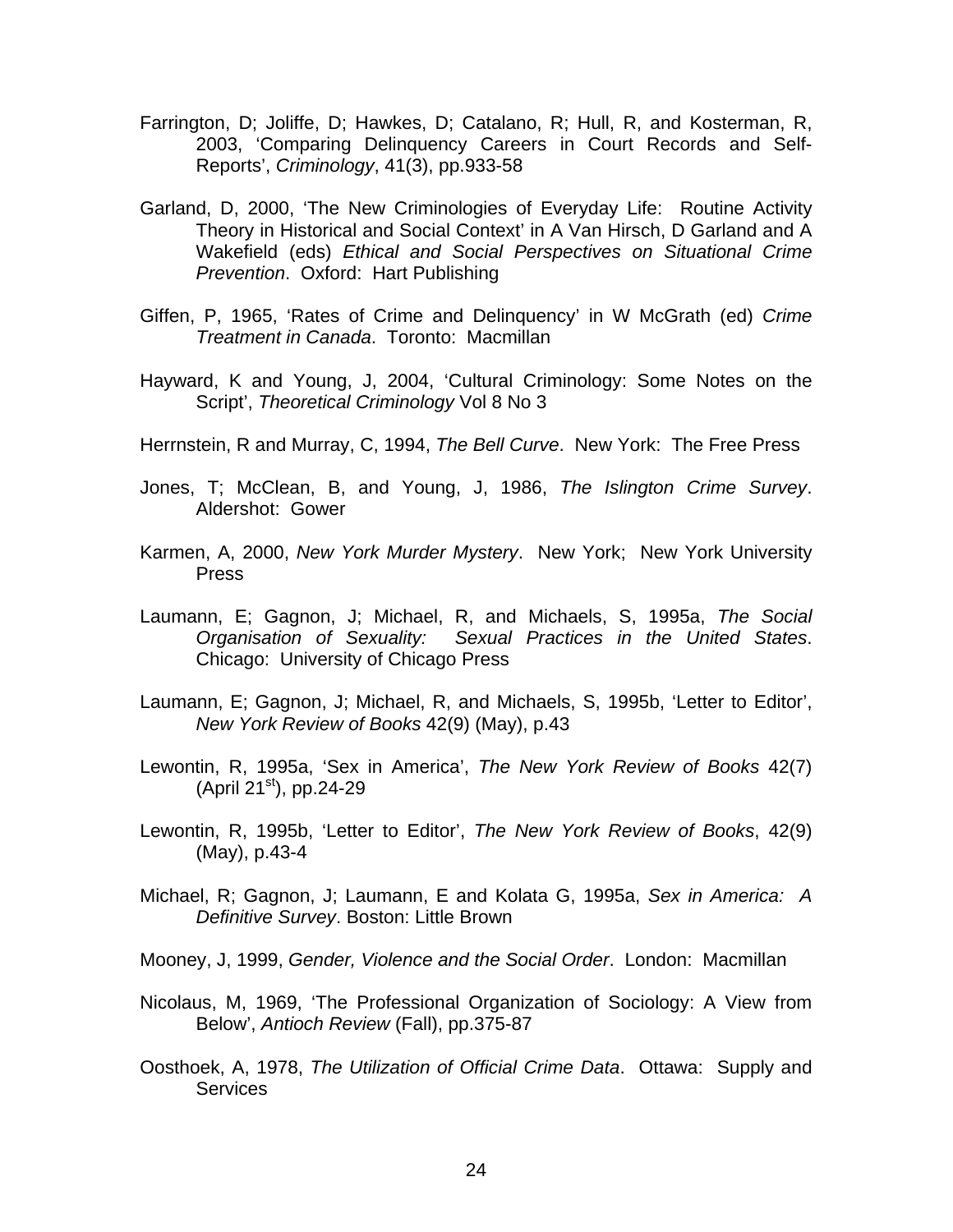Farrington, D; Joliffe, D; Hawkes, D; Catalano, R; Hull, R, and Kosterman, R, 2003, 'Comparing Delinquency Careers in Court Records and Self-Reports', *Criminology*, 41(3), pp.933-58

Garland, D, 2000, 'The New Criminologies of Everyday Life: Routine Activity Theory in Historical and Social Context' in A Van Hirsch, D Garland and A Wakefield (eds) *Ethical and Social Perspectives on Situational Crime Prevention*. Oxford: Hart Publishing

Giffen, P, 1965, 'Rates of Crime and Delinquency' in W McGrath (ed) *Crime Treatment in Canada*. Toronto: Macmillan

Hayward, K and Young, J, 2004, 'Cultural Criminology: Some Notes on the Script', *Theoretical Criminology* Vol 8 No 3

Herrnstein, R and Murray, C, 1994, *The Bell Curve*. New York: The Free Press

Jones, T; McClean, B, and Young, J, 1986, *The Islington Crime Survey*. Aldershot: Gower

Karmen, A, 2000, *New York Murder Mystery*. New York; New York University Press

Laumann, E; Gagnon, J; Michael, R, and Michaels, S, 1995a, *The Social Organisation of Sexuality: Sexual Practices in the United States*. Chicago: University of Chicago Press

Laumann, E; Gagnon, J; Michael, R, and Michaels, S, 1995b, 'Letter to Editor', *New York Review of Books* 42(9) (May), p.43

Lewontin, R, 1995a, 'Sex in America', *The New York Review of Books* 42(7) (April 21st), pp.24-29

Lewontin, R, 1995b, 'Letter to Editor', *The New York Review of Books*, 42(9) (May), p.43-4

Michael, R; Gagnon, J; Laumann, E and Kolata G, 1995a, *Sex in America: A Definitive Survey*. Boston: Little Brown

Mooney, J, 1999, *Gender, Violence and the Social Order*. London: Macmillan

Nicolaus, M, 1969, 'The Professional Organization of Sociology: A View from Below', *Antioch Review* (Fall), pp.375-87

Oosthoek, A, 1978, *The Utilization of Official Crime Data*. Ottawa: Supply and Services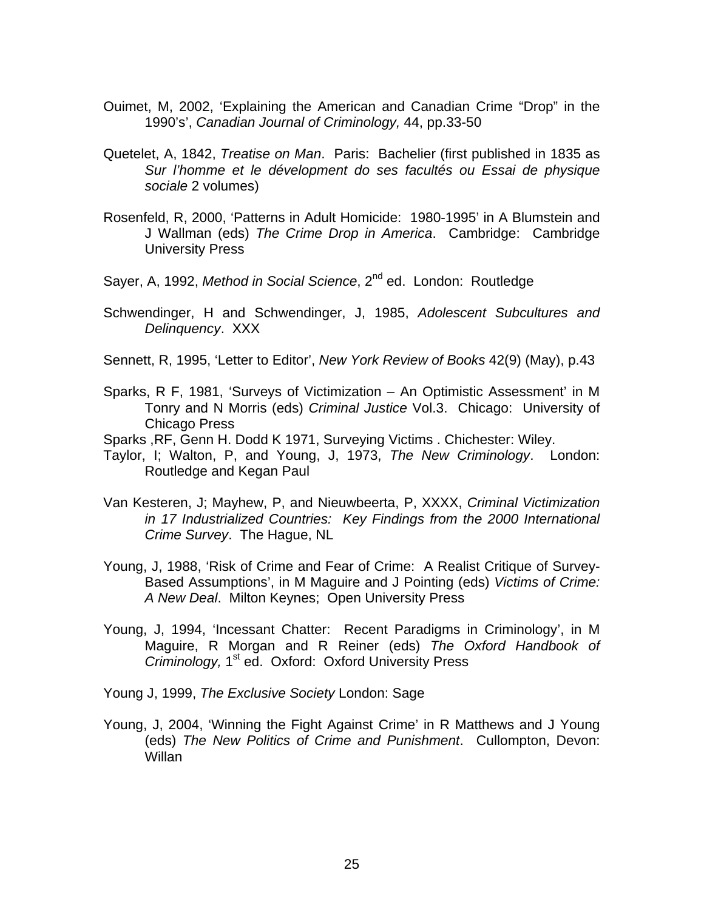Ouimet, M, 2002, 'Explaining the American and Canadian Crime "Drop" in the 1990's', *Canadian Journal of Criminology,* 44, pp.33-50

Quetelet, A, 1842, *Treatise on Man*. Paris: Bachelier (first published in 1835 as *Sur l'homme et le dévelopment do ses facultés ou Essai de physique sociale* 2 volumes)

Rosenfeld, R, 2000, 'Patterns in Adult Homicide: 1980-1995' in A Blumstein and J Wallman (eds) *The Crime Drop in America*. Cambridge: Cambridge University Press

Sayer, A, 1992, *Method in Social Science*, 2nd ed. London: Routledge

Schwendinger, H and Schwendinger, J, 1985, *Adolescent Subcultures and Delinquency*. XXX

Sennett, R, 1995, 'Letter to Editor', *New York Review of Books* 42(9) (May), p.43

Sparks, R F, 1981, 'Surveys of Victimization – An Optimistic Assessment' in M Tonry and N Morris (eds) *Criminal Justice* Vol.3. Chicago: University of Chicago Press

Sparks ,RF, Genn H. Dodd K 1971, Surveying Victims . Chichester: Wiley.

Taylor, I; Walton, P, and Young, J, 1973, *The New Criminology*. London: Routledge and Kegan Paul

Van Kesteren, J; Mayhew, P, and Nieuwbeerta, P, XXXX, *Criminal Victimization in 17 Industrialized Countries: Key Findings from the 2000 International Crime Survey*. The Hague, NL

Young, J, 1988, 'Risk of Crime and Fear of Crime: A Realist Critique of Survey-Based Assumptions', in M Maguire and J Pointing (eds) *Victims of Crime: A New Deal*. Milton Keynes; Open University Press

Young, J, 1994, 'Incessant Chatter: Recent Paradigms in Criminology', in M Maguire, R Morgan and R Reiner (eds) *The Oxford Handbook of Criminology,* 1st ed. Oxford: Oxford University Press

Young J, 1999, *The Exclusive Society* London: Sage

Young, J, 2004, 'Winning the Fight Against Crime' in R Matthews and J Young (eds) *The New Politics of Crime and Punishment*. Cullompton, Devon: Willan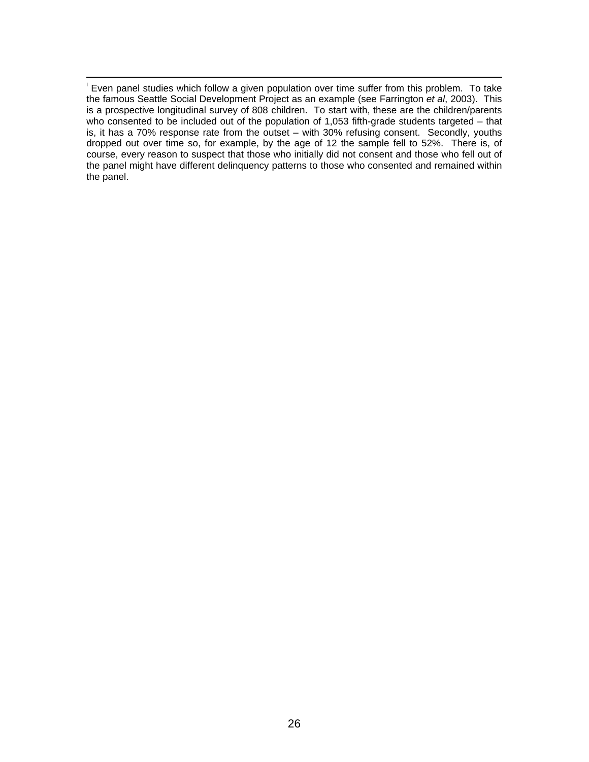[i] Even panel studies which follow a given population over time suffer from this problem. To take the famous Seattle Social Development Project as an example (see Farrington *et al*, 2003). This is a prospective longitudinal survey of 808 children. To start with, these are the children/parents who consented to be included out of the population of 1,053 fifth-grade students targeted – that is, it has a 70% response rate from the outset – with 30% refusing consent. Secondly, youths dropped out over time so, for example, by the age of 12 the sample fell to 52%. There is, of course, every reason to suspect that those who initially did not consent and those who fell out of the panel might have different delinquency patterns to those who consented and remained within the panel.